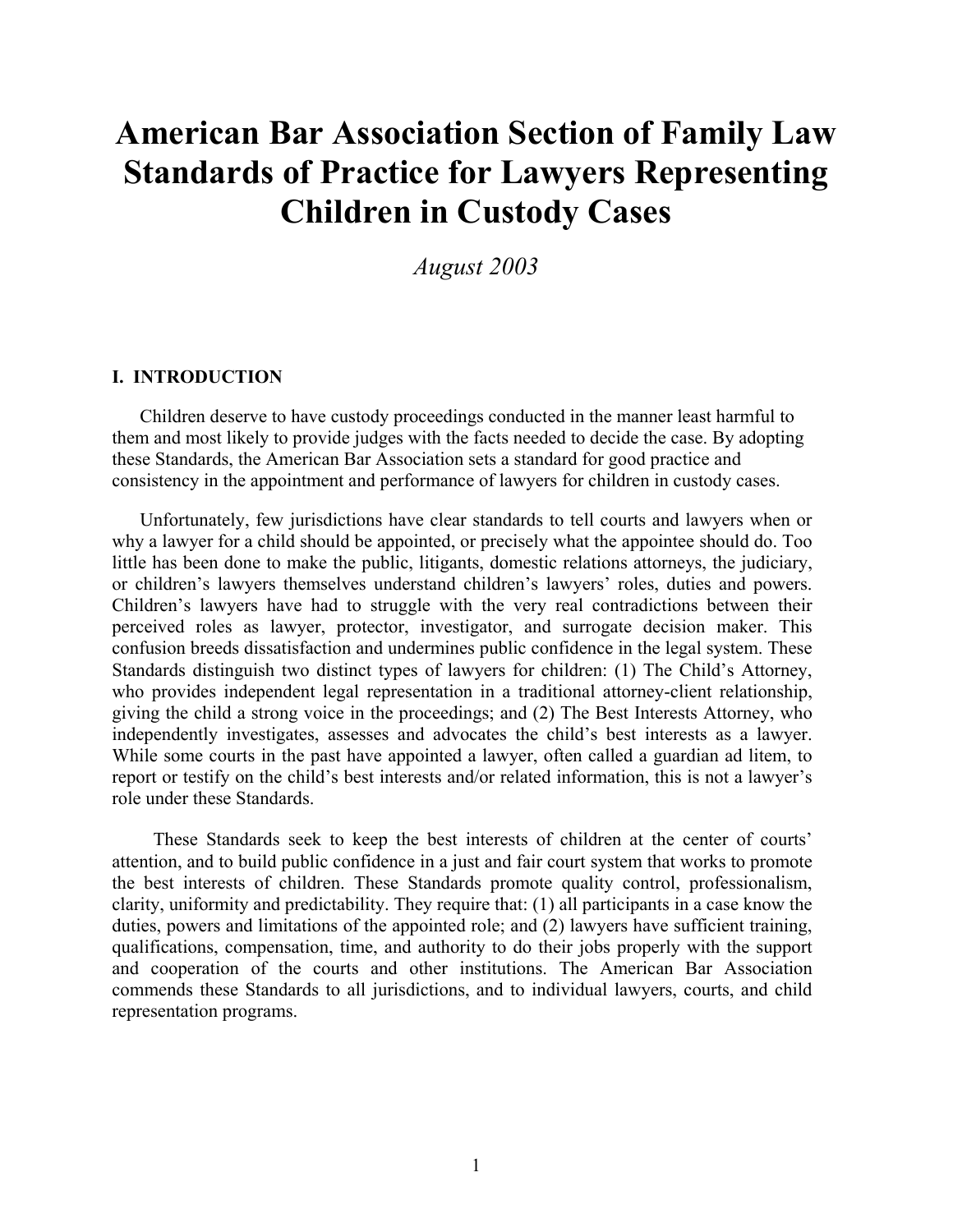# American Bar Association Section of Family Law Standards of Practice for Lawyers Representing Children in Custody Cases

*August 2003*

## I. INTRODUCTION

Children deserve to have custody proceedings conducted in the manner least harmful to them and most likely to provide judges with the facts needed to decide the case. By adopting these Standards, the American Bar Association sets a standard for good practice and consistency in the appointment and performance of lawyers for children in custody cases.

Unfortunately, few jurisdictions have clear standards to tell courts and lawyers when or why a lawyer for a child should be appointed, or precisely what the appointee should do. Too little has been done to make the public, litigants, domestic relations attorneys, the judiciary, or children's lawyers themselves understand children's lawyers' roles, duties and powers. Children's lawyers have had to struggle with the very real contradictions between their perceived roles as lawyer, protector, investigator, and surrogate decision maker. This confusion breeds dissatisfaction and undermines public confidence in the legal system. These Standards distinguish two distinct types of lawyers for children: (1) The Child's Attorney, who provides independent legal representation in a traditional attorney-client relationship, giving the child a strong voice in the proceedings; and (2) The Best Interests Attorney, who independently investigates, assesses and advocates the child's best interests as a lawyer. While some courts in the past have appointed a lawyer, often called a guardian ad litem, to report or testify on the child's best interests and/or related information, this is not a lawyer's role under these Standards.

These Standards seek to keep the best interests of children at the center of courts' attention, and to build public confidence in a just and fair court system that works to promote the best interests of children. These Standards promote quality control, professionalism, clarity, uniformity and predictability. They require that: (1) all participants in a case know the duties, powers and limitations of the appointed role; and (2) lawyers have sufficient training, qualifications, compensation, time, and authority to do their jobs properly with the support and cooperation of the courts and other institutions. The American Bar Association commends these Standards to all jurisdictions, and to individual lawyers, courts, and child representation programs.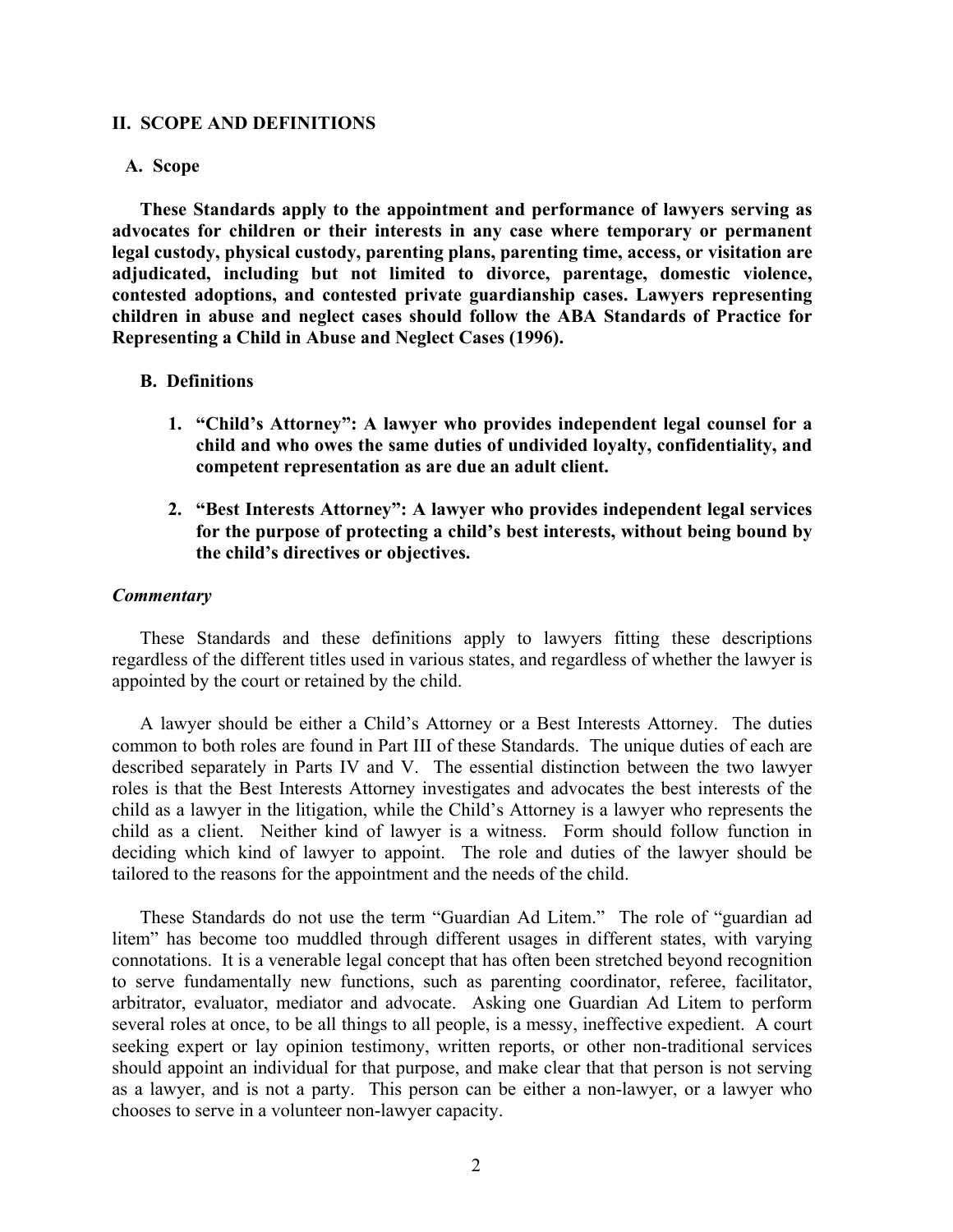## II. SCOPE AND DEFINITIONS

### A. Scope

**These Standards apply to the appointment and performance of lawyers serving as advocates for children or their interests in any case where temporary or permanent legal custody, physical custody, parenting plans, parenting time, access, or visitation are adjudicated, including but not limited to divorce, parentage, domestic violence, contested adoptions, and contested private guardianship cases. Lawyers representing children in abuse and neglect cases should follow the ABA Standards of Practice for Representing a Child in Abuse and Neglect Cases (1996).**

### B. Definitions

1. **"Child's Attorney": A lawyer who provides independent legal counsel for a child and who owes the same duties of undivided loyalty, confidentiality, and competent representation as are due an adult client.**

2. **"Best Interests Attorney": A lawyer who provides independent legal services for the purpose of protecting a child's best interests, without being bound by the child's directives or objectives.**

***Commentary***

These Standards and these definitions apply to lawyers fitting these descriptions regardless of the different titles used in various states, and regardless of whether the lawyer is appointed by the court or retained by the child.

A lawyer should be either a Child's Attorney or a Best Interests Attorney. The duties common to both roles are found in Part III of these Standards. The unique duties of each are described separately in Parts IV and V. The essential distinction between the two lawyer roles is that the Best Interests Attorney investigates and advocates the best interests of the child as a lawyer in the litigation, while the Child's Attorney is a lawyer who represents the child as a client. Neither kind of lawyer is a witness. Form should follow function in deciding which kind of lawyer to appoint. The role and duties of the lawyer should be tailored to the reasons for the appointment and the needs of the child.

These Standards do not use the term "Guardian Ad Litem." The role of "guardian ad litem" has become too muddled through different usages in different states, with varying connotations. It is a venerable legal concept that has often been stretched beyond recognition to serve fundamentally new functions, such as parenting coordinator, referee, facilitator, arbitrator, evaluator, mediator and advocate. Asking one Guardian Ad Litem to perform several roles at once, to be all things to all people, is a messy, ineffective expedient. A court seeking expert or lay opinion testimony, written reports, or other non-traditional services should appoint an individual for that purpose, and make clear that that person is not serving as a lawyer, and is not a party. This person can be either a non-lawyer, or a lawyer who chooses to serve in a volunteer non-lawyer capacity.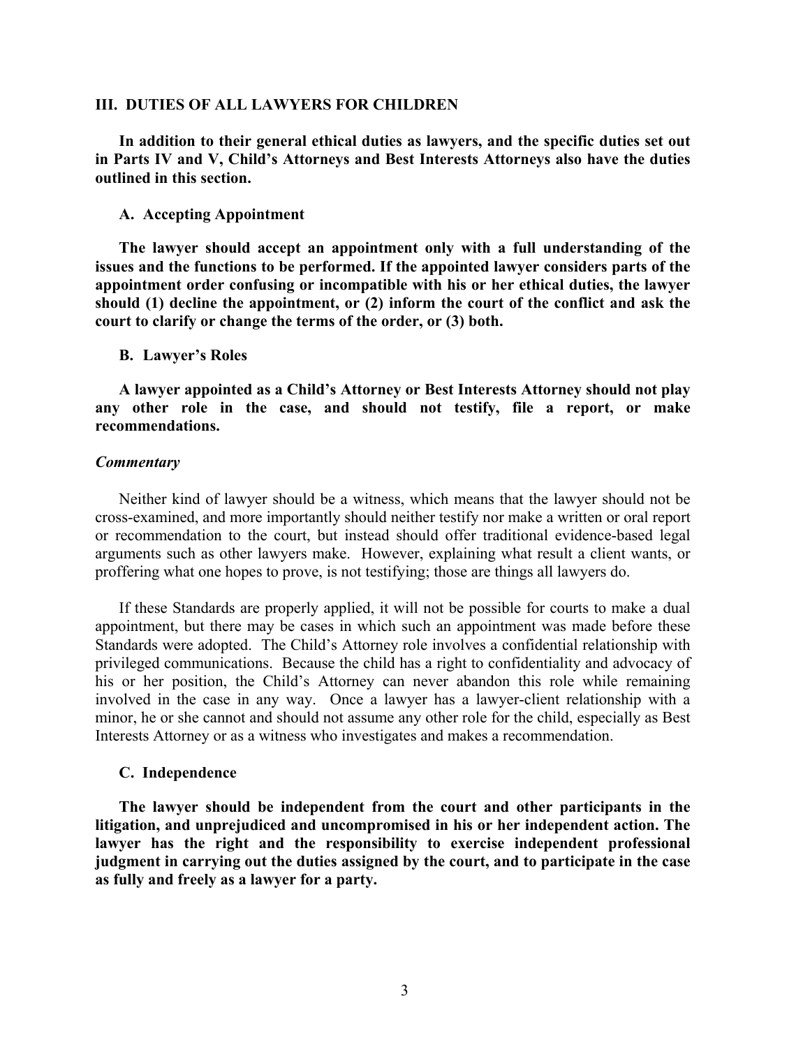## III. DUTIES OF ALL LAWYERS FOR CHILDREN

**In addition to their general ethical duties as lawyers, and the specific duties set out in Parts IV and V, Child's Attorneys and Best Interests Attorneys also have the duties outlined in this section.**

### A. Accepting Appointment

**The lawyer should accept an appointment only with a full understanding of the issues and the functions to be performed. If the appointed lawyer considers parts of the appointment order confusing or incompatible with his or her ethical duties, the lawyer should (1) decline the appointment, or (2) inform the court of the conflict and ask the court to clarify or change the terms of the order, or (3) both.**

### B. Lawyer's Roles

**A lawyer appointed as a Child's Attorney or Best Interests Attorney should not play any other role in the case, and should not testify, file a report, or make recommendations.**

***Commentary***

Neither kind of lawyer should be a witness, which means that the lawyer should not be cross-examined, and more importantly should neither testify nor make a written or oral report or recommendation to the court, but instead should offer traditional evidence-based legal arguments such as other lawyers make. However, explaining what result a client wants, or proffering what one hopes to prove, is not testifying; those are things all lawyers do.

If these Standards are properly applied, it will not be possible for courts to make a dual appointment, but there may be cases in which such an appointment was made before these Standards were adopted. The Child's Attorney role involves a confidential relationship with privileged communications. Because the child has a right to confidentiality and advocacy of his or her position, the Child's Attorney can never abandon this role while remaining involved in the case in any way. Once a lawyer has a lawyer-client relationship with a minor, he or she cannot and should not assume any other role for the child, especially as Best Interests Attorney or as a witness who investigates and makes a recommendation.

### C. Independence

**The lawyer should be independent from the court and other participants in the litigation, and unprejudiced and uncompromised in his or her independent action. The lawyer has the right and the responsibility to exercise independent professional judgment in carrying out the duties assigned by the court, and to participate in the case as fully and freely as a lawyer for a party.**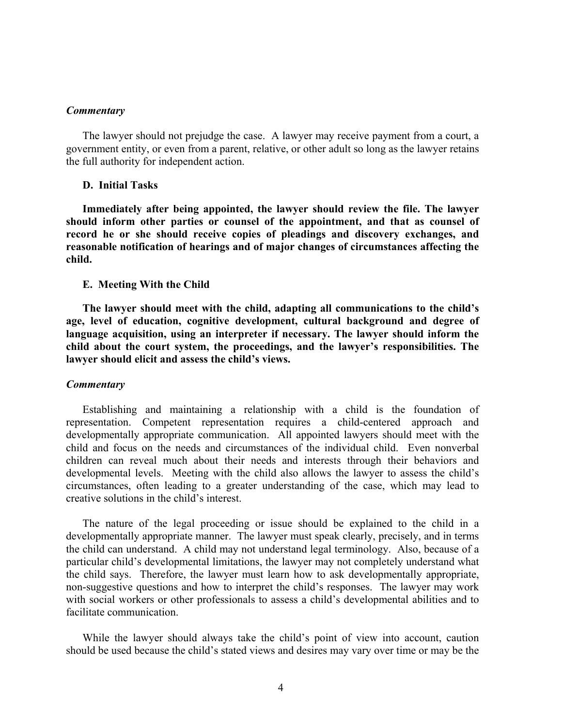*Commentary*

The lawyer should not prejudge the case. A lawyer may receive payment from a court, a government entity, or even from a parent, relative, or other adult so long as the lawyer retains the full authority for independent action.

**D. Initial Tasks**

**Immediately after being appointed, the lawyer should review the file. The lawyer should inform other parties or counsel of the appointment, and that as counsel of record he or she should receive copies of pleadings and discovery exchanges, and reasonable notification of hearings and of major changes of circumstances affecting the child.**

**E. Meeting With the Child**

**The lawyer should meet with the child, adapting all communications to the child's age, level of education, cognitive development, cultural background and degree of language acquisition, using an interpreter if necessary. The lawyer should inform the child about the court system, the proceedings, and the lawyer's responsibilities. The lawyer should elicit and assess the child's views.**

*Commentary*

Establishing and maintaining a relationship with a child is the foundation of representation. Competent representation requires a child-centered approach and developmentally appropriate communication. All appointed lawyers should meet with the child and focus on the needs and circumstances of the individual child. Even nonverbal children can reveal much about their needs and interests through their behaviors and developmental levels. Meeting with the child also allows the lawyer to assess the child's circumstances, often leading to a greater understanding of the case, which may lead to creative solutions in the child's interest.

The nature of the legal proceeding or issue should be explained to the child in a developmentally appropriate manner. The lawyer must speak clearly, precisely, and in terms the child can understand. A child may not understand legal terminology. Also, because of a particular child's developmental limitations, the lawyer may not completely understand what the child says. Therefore, the lawyer must learn how to ask developmentally appropriate, non-suggestive questions and how to interpret the child's responses. The lawyer may work with social workers or other professionals to assess a child's developmental abilities and to facilitate communication.

While the lawyer should always take the child's point of view into account, caution should be used because the child's stated views and desires may vary over time or may be the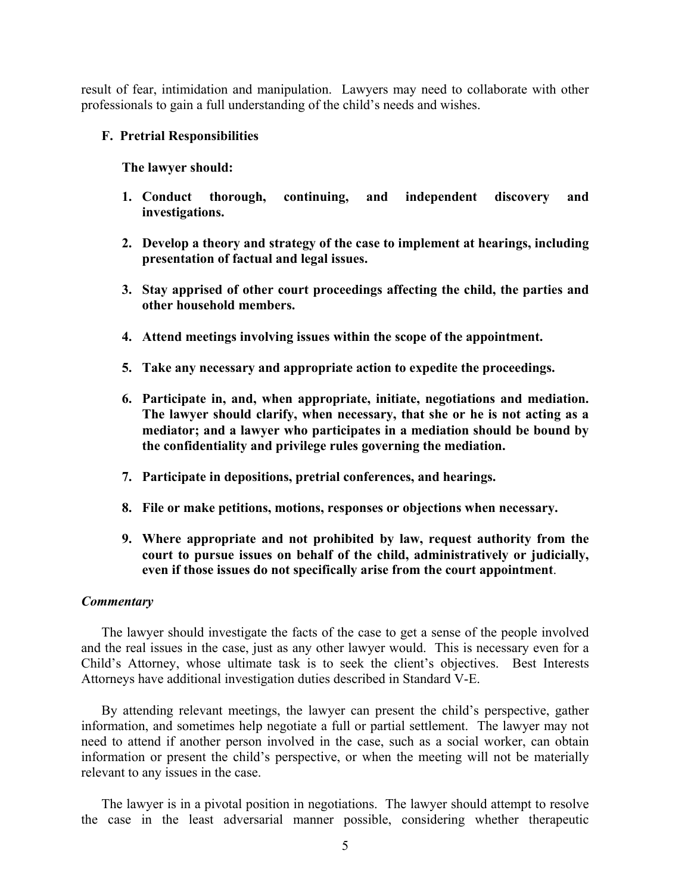result of fear, intimidation and manipulation. Lawyers may need to collaborate with other professionals to gain a full understanding of the child's needs and wishes.

### F. Pretrial Responsibilities

**The lawyer should:**

1. **Conduct thorough, continuing, and independent discovery and investigations.**

2. **Develop a theory and strategy of the case to implement at hearings, including presentation of factual and legal issues.**

3. **Stay apprised of other court proceedings affecting the child, the parties and other household members.**

4. **Attend meetings involving issues within the scope of the appointment.**

5. **Take any necessary and appropriate action to expedite the proceedings.**

6. **Participate in, and, when appropriate, initiate, negotiations and mediation. The lawyer should clarify, when necessary, that she or he is not acting as a mediator; and a lawyer who participates in a mediation should be bound by the confidentiality and privilege rules governing the mediation.**

7. **Participate in depositions, pretrial conferences, and hearings.**

8. **File or make petitions, motions, responses or objections when necessary.**

9. **Where appropriate and not prohibited by law, request authority from the court to pursue issues on behalf of the child, administratively or judicially, even if those issues do not specifically arise from the court appointment**.

***Commentary***

The lawyer should investigate the facts of the case to get a sense of the people involved and the real issues in the case, just as any other lawyer would. This is necessary even for a Child's Attorney, whose ultimate task is to seek the client's objectives. Best Interests Attorneys have additional investigation duties described in Standard V-E.

By attending relevant meetings, the lawyer can present the child's perspective, gather information, and sometimes help negotiate a full or partial settlement. The lawyer may not need to attend if another person involved in the case, such as a social worker, can obtain information or present the child's perspective, or when the meeting will not be materially relevant to any issues in the case.

The lawyer is in a pivotal position in negotiations. The lawyer should attempt to resolve the case in the least adversarial manner possible, considering whether therapeutic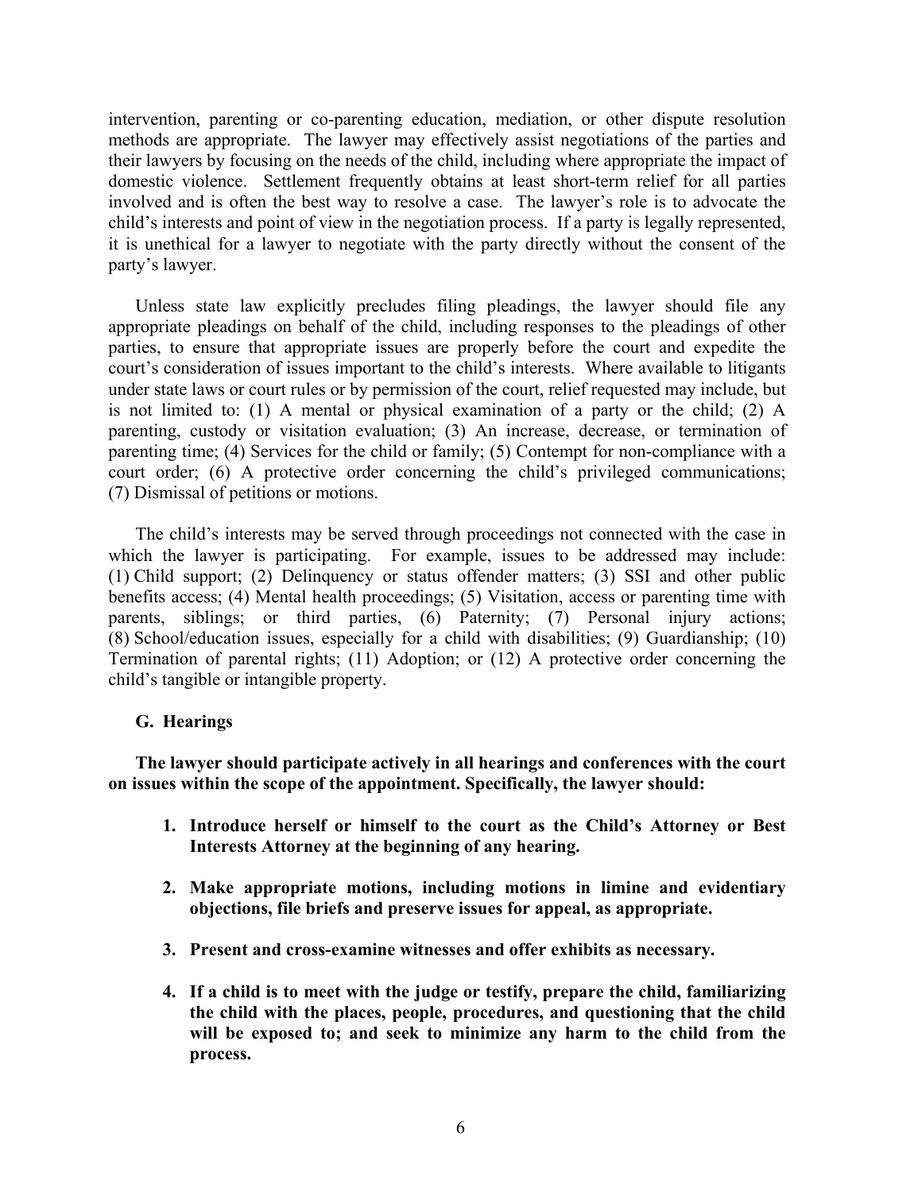intervention, parenting or co-parenting education, mediation, or other dispute resolution methods are appropriate. The lawyer may effectively assist negotiations of the parties and their lawyers by focusing on the needs of the child, including where appropriate the impact of domestic violence. Settlement frequently obtains at least short-term relief for all parties involved and is often the best way to resolve a case. The lawyer's role is to advocate the child's interests and point of view in the negotiation process. If a party is legally represented, it is unethical for a lawyer to negotiate with the party directly without the consent of the party's lawyer.

Unless state law explicitly precludes filing pleadings, the lawyer should file any appropriate pleadings on behalf of the child, including responses to the pleadings of other parties, to ensure that appropriate issues are properly before the court and expedite the court's consideration of issues important to the child's interests. Where available to litigants under state laws or court rules or by permission of the court, relief requested may include, but is not limited to: (1) A mental or physical examination of a party or the child; (2) A parenting, custody or visitation evaluation; (3) An increase, decrease, or termination of parenting time; (4) Services for the child or family; (5) Contempt for non-compliance with a court order; (6) A protective order concerning the child's privileged communications; (7) Dismissal of petitions or motions.

The child's interests may be served through proceedings not connected with the case in which the lawyer is participating. For example, issues to be addressed may include: (1) Child support; (2) Delinquency or status offender matters; (3) SSI and other public benefits access; (4) Mental health proceedings; (5) Visitation, access or parenting time with parents, siblings; or third parties, (6) Paternity; (7) Personal injury actions; (8) School/education issues, especially for a child with disabilities; (9) Guardianship; (10) Termination of parental rights; (11) Adoption; or (12) A protective order concerning the child's tangible or intangible property.

### G. Hearings

**The lawyer should participate actively in all hearings and conferences with the court on issues within the scope of the appointment. Specifically, the lawyer should:**

1. **Introduce herself or himself to the court as the Child's Attorney or Best Interests Attorney at the beginning of any hearing.**
2. **Make appropriate motions, including motions in limine and evidentiary objections, file briefs and preserve issues for appeal, as appropriate.**
3. **Present and cross-examine witnesses and offer exhibits as necessary.**
4. **If a child is to meet with the judge or testify, prepare the child, familiarizing the child with the places, people, procedures, and questioning that the child will be exposed to; and seek to minimize any harm to the child from the process.**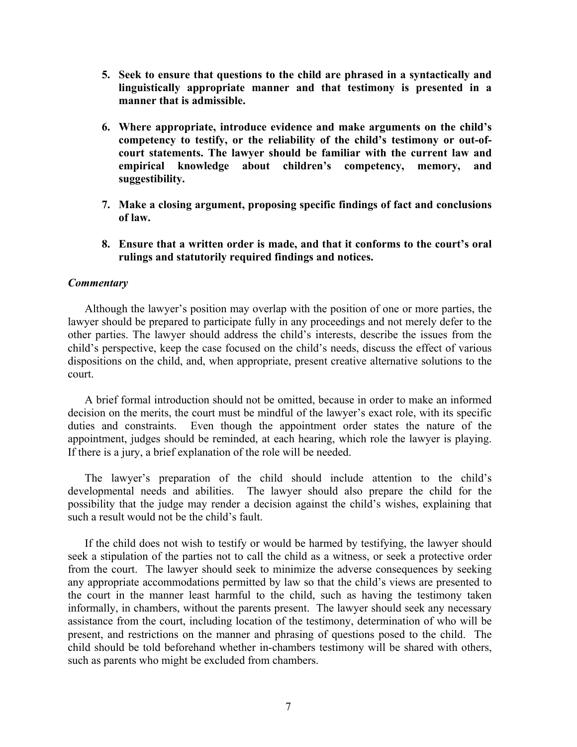5. **Seek to ensure that questions to the child are phrased in a syntactically and linguistically appropriate manner and that testimony is presented in a manner that is admissible.**

6. **Where appropriate, introduce evidence and make arguments on the child's competency to testify, or the reliability of the child's testimony or out-of-court statements. The lawyer should be familiar with the current law and empirical knowledge about children's competency, memory, and suggestibility.**

7. **Make a closing argument, proposing specific findings of fact and conclusions of law.**

8. **Ensure that a written order is made, and that it conforms to the court's oral rulings and statutorily required findings and notices.**

***Commentary***

Although the lawyer's position may overlap with the position of one or more parties, the lawyer should be prepared to participate fully in any proceedings and not merely defer to the other parties. The lawyer should address the child's interests, describe the issues from the child's perspective, keep the case focused on the child's needs, discuss the effect of various dispositions on the child, and, when appropriate, present creative alternative solutions to the court.

A brief formal introduction should not be omitted, because in order to make an informed decision on the merits, the court must be mindful of the lawyer's exact role, with its specific duties and constraints. Even though the appointment order states the nature of the appointment, judges should be reminded, at each hearing, which role the lawyer is playing. If there is a jury, a brief explanation of the role will be needed.

The lawyer's preparation of the child should include attention to the child's developmental needs and abilities. The lawyer should also prepare the child for the possibility that the judge may render a decision against the child's wishes, explaining that such a result would not be the child's fault.

If the child does not wish to testify or would be harmed by testifying, the lawyer should seek a stipulation of the parties not to call the child as a witness, or seek a protective order from the court. The lawyer should seek to minimize the adverse consequences by seeking any appropriate accommodations permitted by law so that the child's views are presented to the court in the manner least harmful to the child, such as having the testimony taken informally, in chambers, without the parents present. The lawyer should seek any necessary assistance from the court, including location of the testimony, determination of who will be present, and restrictions on the manner and phrasing of questions posed to the child. The child should be told beforehand whether in-chambers testimony will be shared with others, such as parents who might be excluded from chambers.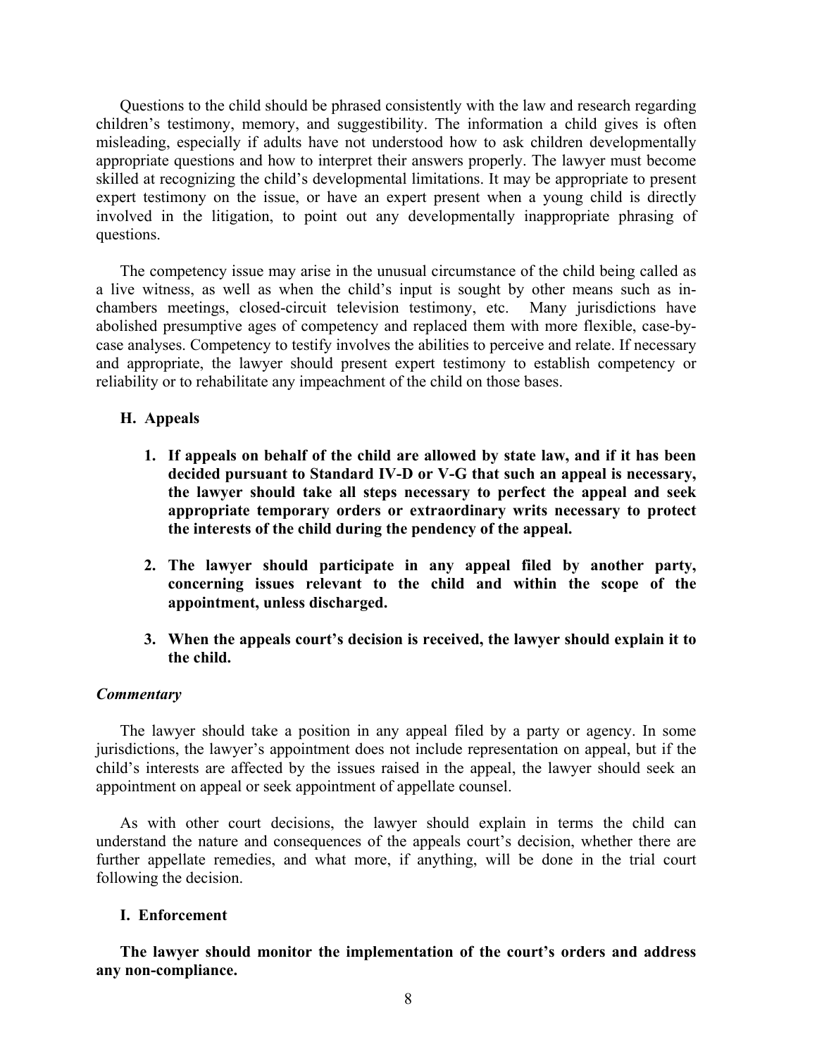Questions to the child should be phrased consistently with the law and research regarding children's testimony, memory, and suggestibility. The information a child gives is often misleading, especially if adults have not understood how to ask children developmentally appropriate questions and how to interpret their answers properly. The lawyer must become skilled at recognizing the child's developmental limitations. It may be appropriate to present expert testimony on the issue, or have an expert present when a young child is directly involved in the litigation, to point out any developmentally inappropriate phrasing of questions.

The competency issue may arise in the unusual circumstance of the child being called as a live witness, as well as when the child's input is sought by other means such as in-chambers meetings, closed-circuit television testimony, etc. Many jurisdictions have abolished presumptive ages of competency and replaced them with more flexible, case-by-case analyses. Competency to testify involves the abilities to perceive and relate. If necessary and appropriate, the lawyer should present expert testimony to establish competency or reliability or to rehabilitate any impeachment of the child on those bases.

### H. Appeals

1. **If appeals on behalf of the child are allowed by state law, and if it has been decided pursuant to Standard IV-D or V-G that such an appeal is necessary, the lawyer should take all steps necessary to perfect the appeal and seek appropriate temporary orders or extraordinary writs necessary to protect the interests of the child during the pendency of the appeal.**

2. **The lawyer should participate in any appeal filed by another party, concerning issues relevant to the child and within the scope of the appointment, unless discharged.**

3. **When the appeals court's decision is received, the lawyer should explain it to the child.**

***Commentary***

The lawyer should take a position in any appeal filed by a party or agency. In some jurisdictions, the lawyer's appointment does not include representation on appeal, but if the child's interests are affected by the issues raised in the appeal, the lawyer should seek an appointment on appeal or seek appointment of appellate counsel.

As with other court decisions, the lawyer should explain in terms the child can understand the nature and consequences of the appeals court's decision, whether there are further appellate remedies, and what more, if anything, will be done in the trial court following the decision.

### I. Enforcement

**The lawyer should monitor the implementation of the court's orders and address any non-compliance.**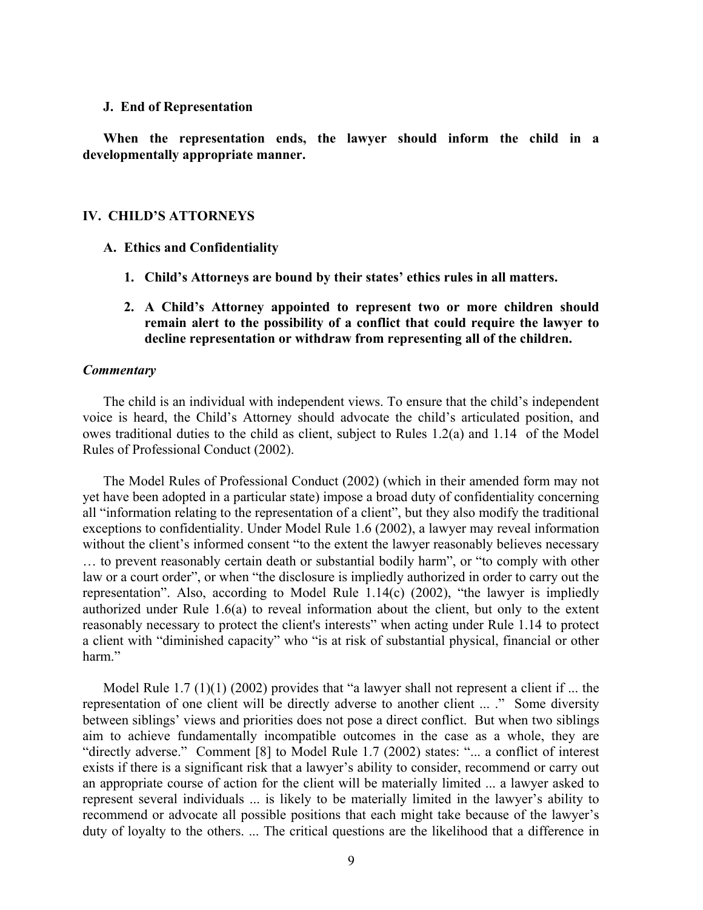### J. End of Representation

**When the representation ends, the lawyer should inform the child in a developmentally appropriate manner.**

## IV. CHILD'S ATTORNEYS

### A. Ethics and Confidentiality

1. **Child's Attorneys are bound by their states' ethics rules in all matters.**
2. **A Child's Attorney appointed to represent two or more children should remain alert to the possibility of a conflict that could require the lawyer to decline representation or withdraw from representing all of the children.**

***Commentary***

The child is an individual with independent views. To ensure that the child's independent voice is heard, the Child's Attorney should advocate the child's articulated position, and owes traditional duties to the child as client, subject to Rules 1.2(a) and 1.14 of the Model Rules of Professional Conduct (2002).

The Model Rules of Professional Conduct (2002) (which in their amended form may not yet have been adopted in a particular state) impose a broad duty of confidentiality concerning all "information relating to the representation of a client", but they also modify the traditional exceptions to confidentiality. Under Model Rule 1.6 (2002), a lawyer may reveal information without the client's informed consent "to the extent the lawyer reasonably believes necessary … to prevent reasonably certain death or substantial bodily harm", or "to comply with other law or a court order", or when "the disclosure is impliedly authorized in order to carry out the representation". Also, according to Model Rule 1.14(c) (2002), "the lawyer is impliedly authorized under Rule 1.6(a) to reveal information about the client, but only to the extent reasonably necessary to protect the client's interests" when acting under Rule 1.14 to protect a client with "diminished capacity" who "is at risk of substantial physical, financial or other harm."

Model Rule 1.7 (1)(1) (2002) provides that "a lawyer shall not represent a client if ... the representation of one client will be directly adverse to another client ... ." Some diversity between siblings' views and priorities does not pose a direct conflict. But when two siblings aim to achieve fundamentally incompatible outcomes in the case as a whole, they are "directly adverse." Comment [8] to Model Rule 1.7 (2002) states: "... a conflict of interest exists if there is a significant risk that a lawyer's ability to consider, recommend or carry out an appropriate course of action for the client will be materially limited ... a lawyer asked to represent several individuals ... is likely to be materially limited in the lawyer's ability to recommend or advocate all possible positions that each might take because of the lawyer's duty of loyalty to the others. ... The critical questions are the likelihood that a difference in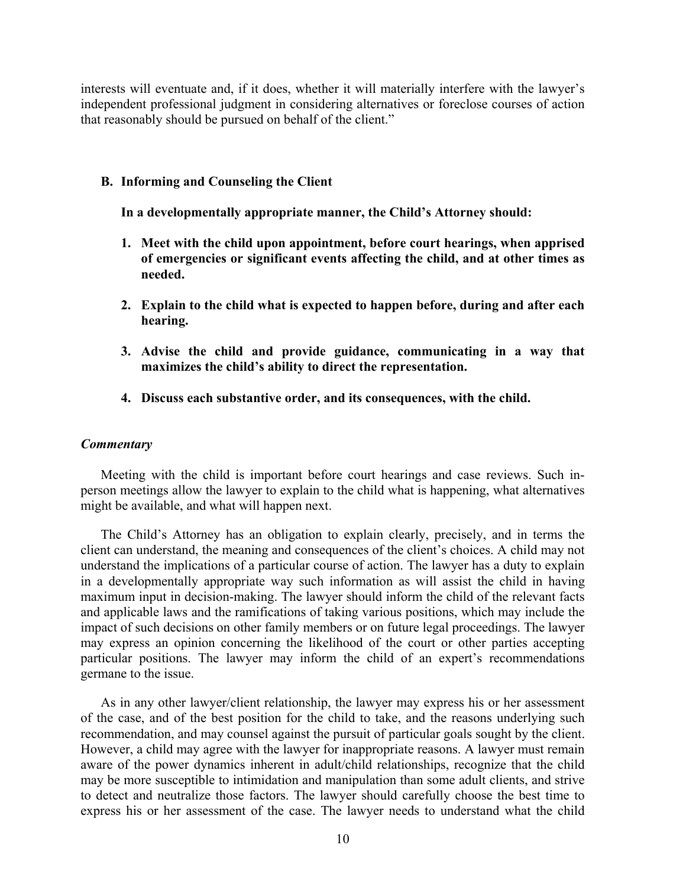interests will eventuate and, if it does, whether it will materially interfere with the lawyer's independent professional judgment in considering alternatives or foreclose courses of action that reasonably should be pursued on behalf of the client."

### B. Informing and Counseling the Client

**In a developmentally appropriate manner, the Child's Attorney should:**

1. **Meet with the child upon appointment, before court hearings, when apprised of emergencies or significant events affecting the child, and at other times as needed.**

2. **Explain to the child what is expected to happen before, during and after each hearing.**

3. **Advise the child and provide guidance, communicating in a way that maximizes the child's ability to direct the representation.**

4. **Discuss each substantive order, and its consequences, with the child.**

***Commentary***

Meeting with the child is important before court hearings and case reviews. Such in-person meetings allow the lawyer to explain to the child what is happening, what alternatives might be available, and what will happen next.

The Child's Attorney has an obligation to explain clearly, precisely, and in terms the client can understand, the meaning and consequences of the client's choices. A child may not understand the implications of a particular course of action. The lawyer has a duty to explain in a developmentally appropriate way such information as will assist the child in having maximum input in decision-making. The lawyer should inform the child of the relevant facts and applicable laws and the ramifications of taking various positions, which may include the impact of such decisions on other family members or on future legal proceedings. The lawyer may express an opinion concerning the likelihood of the court or other parties accepting particular positions. The lawyer may inform the child of an expert's recommendations germane to the issue.

As in any other lawyer/client relationship, the lawyer may express his or her assessment of the case, and of the best position for the child to take, and the reasons underlying such recommendation, and may counsel against the pursuit of particular goals sought by the client. However, a child may agree with the lawyer for inappropriate reasons. A lawyer must remain aware of the power dynamics inherent in adult/child relationships, recognize that the child may be more susceptible to intimidation and manipulation than some adult clients, and strive to detect and neutralize those factors. The lawyer should carefully choose the best time to express his or her assessment of the case. The lawyer needs to understand what the child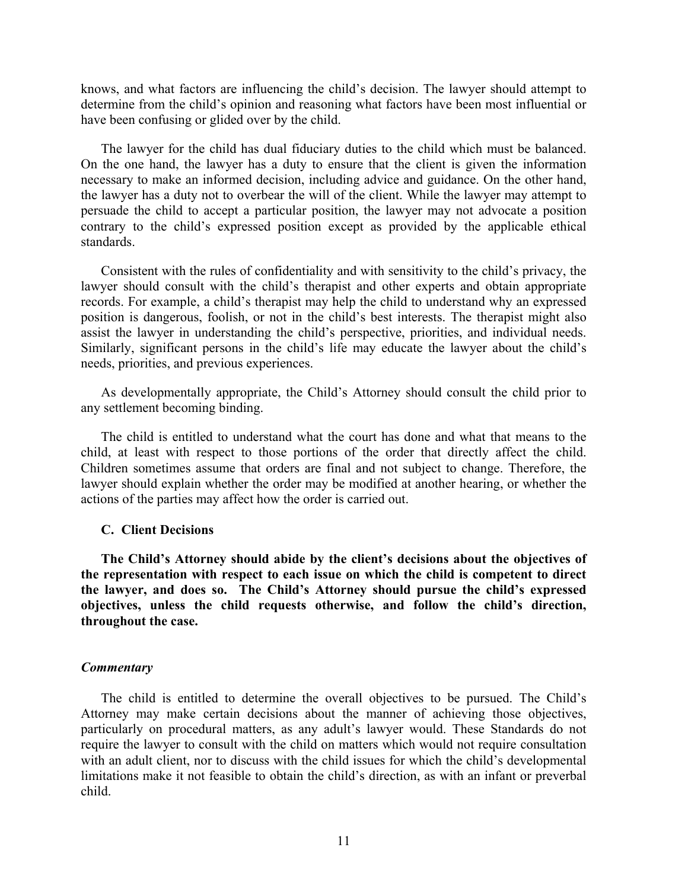knows, and what factors are influencing the child's decision. The lawyer should attempt to determine from the child's opinion and reasoning what factors have been most influential or have been confusing or glided over by the child.

The lawyer for the child has dual fiduciary duties to the child which must be balanced. On the one hand, the lawyer has a duty to ensure that the client is given the information necessary to make an informed decision, including advice and guidance. On the other hand, the lawyer has a duty not to overbear the will of the client. While the lawyer may attempt to persuade the child to accept a particular position, the lawyer may not advocate a position contrary to the child's expressed position except as provided by the applicable ethical standards.

Consistent with the rules of confidentiality and with sensitivity to the child's privacy, the lawyer should consult with the child's therapist and other experts and obtain appropriate records. For example, a child's therapist may help the child to understand why an expressed position is dangerous, foolish, or not in the child's best interests. The therapist might also assist the lawyer in understanding the child's perspective, priorities, and individual needs. Similarly, significant persons in the child's life may educate the lawyer about the child's needs, priorities, and previous experiences.

As developmentally appropriate, the Child's Attorney should consult the child prior to any settlement becoming binding.

The child is entitled to understand what the court has done and what that means to the child, at least with respect to those portions of the order that directly affect the child. Children sometimes assume that orders are final and not subject to change. Therefore, the lawyer should explain whether the order may be modified at another hearing, or whether the actions of the parties may affect how the order is carried out.

### C. Client Decisions

**The Child's Attorney should abide by the client's decisions about the objectives of the representation with respect to each issue on which the child is competent to direct the lawyer, and does so. The Child's Attorney should pursue the child's expressed objectives, unless the child requests otherwise, and follow the child's direction, throughout the case.**

***Commentary***

The child is entitled to determine the overall objectives to be pursued. The Child's Attorney may make certain decisions about the manner of achieving those objectives, particularly on procedural matters, as any adult's lawyer would. These Standards do not require the lawyer to consult with the child on matters which would not require consultation with an adult client, nor to discuss with the child issues for which the child's developmental limitations make it not feasible to obtain the child's direction, as with an infant or preverbal child.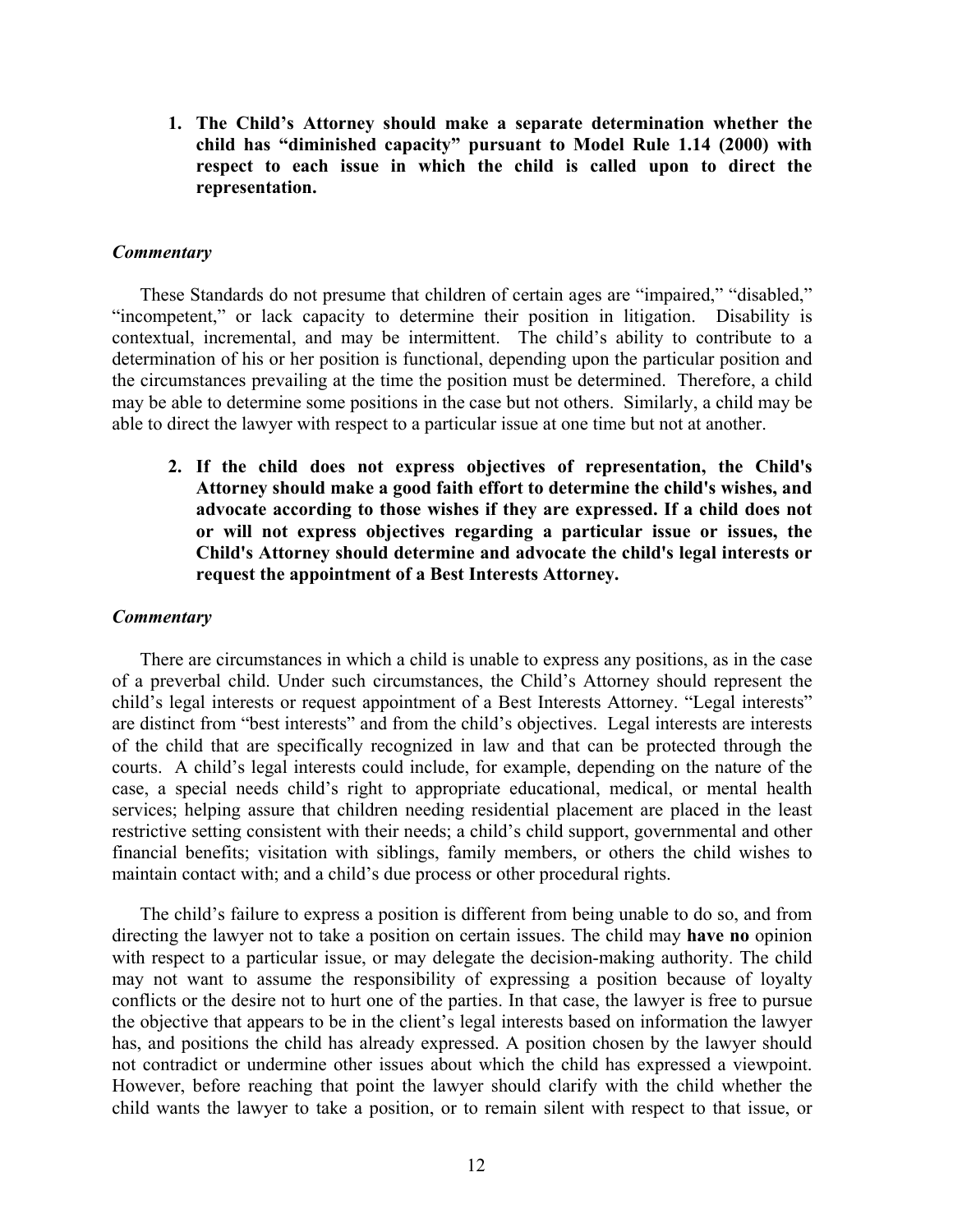1. **The Child's Attorney should make a separate determination whether the child has "diminished capacity" pursuant to Model Rule 1.14 (2000) with respect to each issue in which the child is called upon to direct the representation.**

***Commentary***

These Standards do not presume that children of certain ages are "impaired," "disabled," "incompetent," or lack capacity to determine their position in litigation. Disability is contextual, incremental, and may be intermittent. The child's ability to contribute to a determination of his or her position is functional, depending upon the particular position and the circumstances prevailing at the time the position must be determined. Therefore, a child may be able to determine some positions in the case but not others. Similarly, a child may be able to direct the lawyer with respect to a particular issue at one time but not at another.

2. **If the child does not express objectives of representation, the Child's Attorney should make a good faith effort to determine the child's wishes, and advocate according to those wishes if they are expressed. If a child does not or will not express objectives regarding a particular issue or issues, the Child's Attorney should determine and advocate the child's legal interests or request the appointment of a Best Interests Attorney.**

***Commentary***

There are circumstances in which a child is unable to express any positions, as in the case of a preverbal child. Under such circumstances, the Child's Attorney should represent the child's legal interests or request appointment of a Best Interests Attorney. "Legal interests" are distinct from "best interests" and from the child's objectives. Legal interests are interests of the child that are specifically recognized in law and that can be protected through the courts. A child's legal interests could include, for example, depending on the nature of the case, a special needs child's right to appropriate educational, medical, or mental health services; helping assure that children needing residential placement are placed in the least restrictive setting consistent with their needs; a child's child support, governmental and other financial benefits; visitation with siblings, family members, or others the child wishes to maintain contact with; and a child's due process or other procedural rights.

The child's failure to express a position is different from being unable to do so, and from directing the lawyer not to take a position on certain issues. The child may **have no** opinion with respect to a particular issue, or may delegate the decision-making authority. The child may not want to assume the responsibility of expressing a position because of loyalty conflicts or the desire not to hurt one of the parties. In that case, the lawyer is free to pursue the objective that appears to be in the client's legal interests based on information the lawyer has, and positions the child has already expressed. A position chosen by the lawyer should not contradict or undermine other issues about which the child has expressed a viewpoint. However, before reaching that point the lawyer should clarify with the child whether the child wants the lawyer to take a position, or to remain silent with respect to that issue, or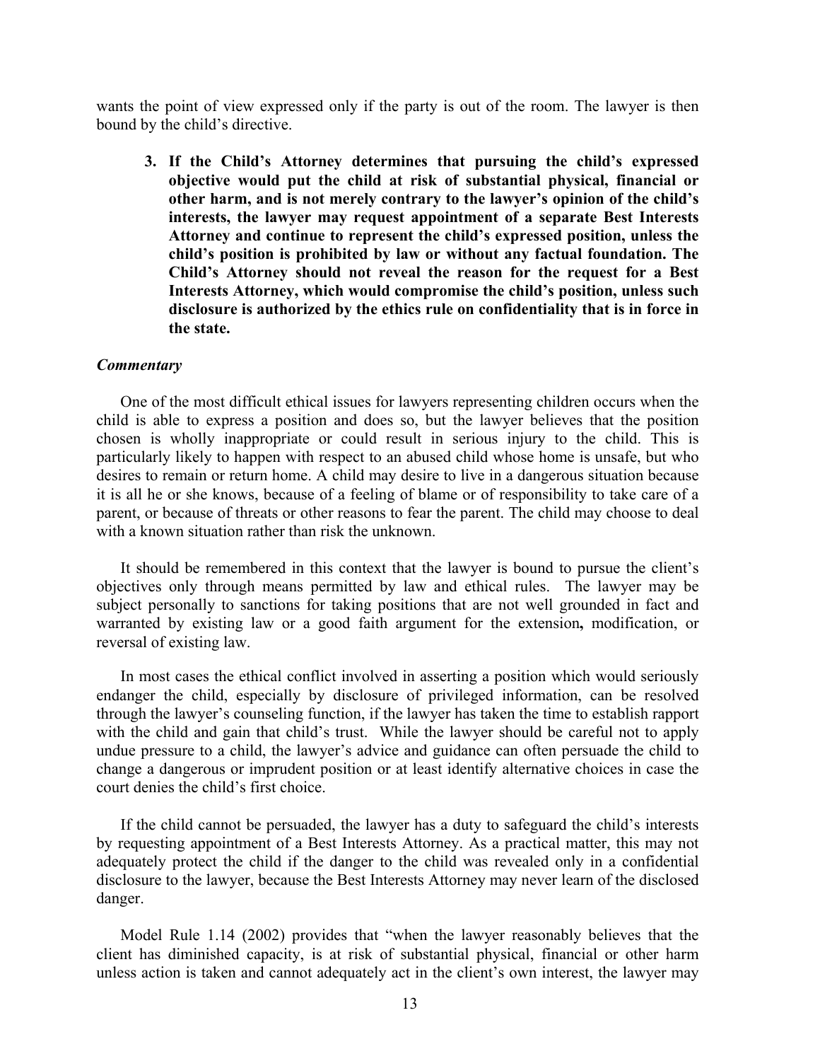wants the point of view expressed only if the party is out of the room. The lawyer is then bound by the child's directive.

3. **If the Child's Attorney determines that pursuing the child's expressed objective would put the child at risk of substantial physical, financial or other harm, and is not merely contrary to the lawyer's opinion of the child's interests, the lawyer may request appointment of a separate Best Interests Attorney and continue to represent the child's expressed position, unless the child's position is prohibited by law or without any factual foundation. The Child's Attorney should not reveal the reason for the request for a Best Interests Attorney, which would compromise the child's position, unless such disclosure is authorized by the ethics rule on confidentiality that is in force in the state.**

***Commentary***

One of the most difficult ethical issues for lawyers representing children occurs when the child is able to express a position and does so, but the lawyer believes that the position chosen is wholly inappropriate or could result in serious injury to the child. This is particularly likely to happen with respect to an abused child whose home is unsafe, but who desires to remain or return home. A child may desire to live in a dangerous situation because it is all he or she knows, because of a feeling of blame or of responsibility to take care of a parent, or because of threats or other reasons to fear the parent. The child may choose to deal with a known situation rather than risk the unknown.

It should be remembered in this context that the lawyer is bound to pursue the client's objectives only through means permitted by law and ethical rules. The lawyer may be subject personally to sanctions for taking positions that are not well grounded in fact and warranted by existing law or a good faith argument for the extension**,** modification, or reversal of existing law.

In most cases the ethical conflict involved in asserting a position which would seriously endanger the child, especially by disclosure of privileged information, can be resolved through the lawyer's counseling function, if the lawyer has taken the time to establish rapport with the child and gain that child's trust. While the lawyer should be careful not to apply undue pressure to a child, the lawyer's advice and guidance can often persuade the child to change a dangerous or imprudent position or at least identify alternative choices in case the court denies the child's first choice.

If the child cannot be persuaded, the lawyer has a duty to safeguard the child's interests by requesting appointment of a Best Interests Attorney. As a practical matter, this may not adequately protect the child if the danger to the child was revealed only in a confidential disclosure to the lawyer, because the Best Interests Attorney may never learn of the disclosed danger.

Model Rule 1.14 (2002) provides that "when the lawyer reasonably believes that the client has diminished capacity, is at risk of substantial physical, financial or other harm unless action is taken and cannot adequately act in the client's own interest, the lawyer may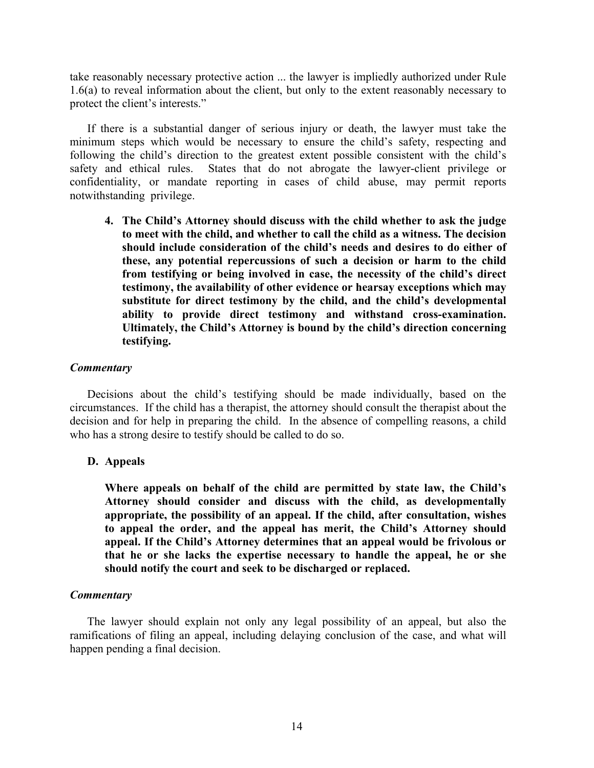take reasonably necessary protective action ... the lawyer is impliedly authorized under Rule 1.6(a) to reveal information about the client, but only to the extent reasonably necessary to protect the client's interests."

If there is a substantial danger of serious injury or death, the lawyer must take the minimum steps which would be necessary to ensure the child's safety, respecting and following the child's direction to the greatest extent possible consistent with the child's safety and ethical rules. States that do not abrogate the lawyer-client privilege or confidentiality, or mandate reporting in cases of child abuse, may permit reports notwithstanding privilege.

4. **The Child's Attorney should discuss with the child whether to ask the judge to meet with the child, and whether to call the child as a witness. The decision should include consideration of the child's needs and desires to do either of these, any potential repercussions of such a decision or harm to the child from testifying or being involved in case, the necessity of the child's direct testimony, the availability of other evidence or hearsay exceptions which may substitute for direct testimony by the child, and the child's developmental ability to provide direct testimony and withstand cross-examination. Ultimately, the Child's Attorney is bound by the child's direction concerning testifying.**

***Commentary***

Decisions about the child's testifying should be made individually, based on the circumstances. If the child has a therapist, the attorney should consult the therapist about the decision and for help in preparing the child. In the absence of compelling reasons, a child who has a strong desire to testify should be called to do so.

### D. Appeals

**Where appeals on behalf of the child are permitted by state law, the Child's Attorney should consider and discuss with the child, as developmentally appropriate, the possibility of an appeal. If the child, after consultation, wishes to appeal the order, and the appeal has merit, the Child's Attorney should appeal. If the Child's Attorney determines that an appeal would be frivolous or that he or she lacks the expertise necessary to handle the appeal, he or she should notify the court and seek to be discharged or replaced.**

***Commentary***

The lawyer should explain not only any legal possibility of an appeal, but also the ramifications of filing an appeal, including delaying conclusion of the case, and what will happen pending a final decision.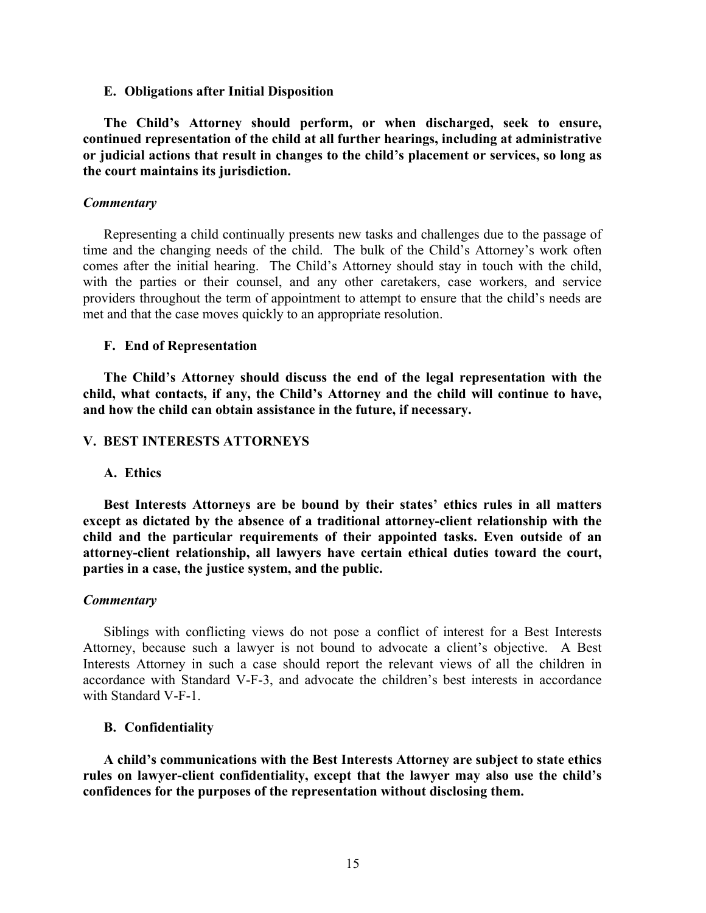### E. Obligations after Initial Disposition

**The Child's Attorney should perform, or when discharged, seek to ensure, continued representation of the child at all further hearings, including at administrative or judicial actions that result in changes to the child's placement or services, so long as the court maintains its jurisdiction.**

***Commentary***

Representing a child continually presents new tasks and challenges due to the passage of time and the changing needs of the child. The bulk of the Child's Attorney's work often comes after the initial hearing. The Child's Attorney should stay in touch with the child, with the parties or their counsel, and any other caretakers, case workers, and service providers throughout the term of appointment to attempt to ensure that the child's needs are met and that the case moves quickly to an appropriate resolution.

### F. End of Representation

**The Child's Attorney should discuss the end of the legal representation with the child, what contacts, if any, the Child's Attorney and the child will continue to have, and how the child can obtain assistance in the future, if necessary.**

## V. BEST INTERESTS ATTORNEYS

### A. Ethics

**Best Interests Attorneys are be bound by their states' ethics rules in all matters except as dictated by the absence of a traditional attorney-client relationship with the child and the particular requirements of their appointed tasks. Even outside of an attorney-client relationship, all lawyers have certain ethical duties toward the court, parties in a case, the justice system, and the public.**

***Commentary***

Siblings with conflicting views do not pose a conflict of interest for a Best Interests Attorney, because such a lawyer is not bound to advocate a client's objective. A Best Interests Attorney in such a case should report the relevant views of all the children in accordance with Standard V-F-3, and advocate the children's best interests in accordance with Standard V-F-1.

### B. Confidentiality

**A child's communications with the Best Interests Attorney are subject to state ethics rules on lawyer-client confidentiality, except that the lawyer may also use the child's confidences for the purposes of the representation without disclosing them.**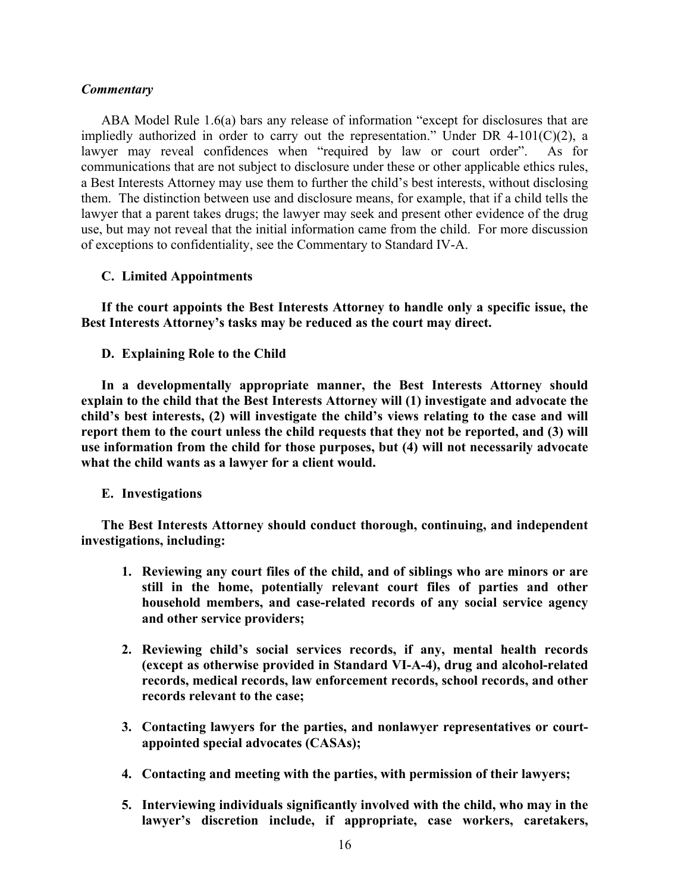*Commentary*

ABA Model Rule 1.6(a) bars any release of information "except for disclosures that are impliedly authorized in order to carry out the representation." Under DR 4-101(C)(2), a lawyer may reveal confidences when "required by law or court order". As for communications that are not subject to disclosure under these or other applicable ethics rules, a Best Interests Attorney may use them to further the child's best interests, without disclosing them. The distinction between use and disclosure means, for example, that if a child tells the lawyer that a parent takes drugs; the lawyer may seek and present other evidence of the drug use, but may not reveal that the initial information came from the child. For more discussion of exceptions to confidentiality, see the Commentary to Standard IV-A.

**C. Limited Appointments**

**If the court appoints the Best Interests Attorney to handle only a specific issue, the Best Interests Attorney's tasks may be reduced as the court may direct.**

**D. Explaining Role to the Child**

**In a developmentally appropriate manner, the Best Interests Attorney should explain to the child that the Best Interests Attorney will (1) investigate and advocate the child's best interests, (2) will investigate the child's views relating to the case and will report them to the court unless the child requests that they not be reported, and (3) will use information from the child for those purposes, but (4) will not necessarily advocate what the child wants as a lawyer for a client would.**

**E. Investigations**

**The Best Interests Attorney should conduct thorough, continuing, and independent investigations, including:**

1. **Reviewing any court files of the child, and of siblings who are minors or are still in the home, potentially relevant court files of parties and other household members, and case-related records of any social service agency and other service providers;**

2. **Reviewing child's social services records, if any, mental health records (except as otherwise provided in Standard VI-A-4), drug and alcohol-related records, medical records, law enforcement records, school records, and other records relevant to the case;**

3. **Contacting lawyers for the parties, and nonlawyer representatives or court-appointed special advocates (CASAs);**

4. **Contacting and meeting with the parties, with permission of their lawyers;**

5. **Interviewing individuals significantly involved with the child, who may in the lawyer's discretion include, if appropriate, case workers, caretakers,**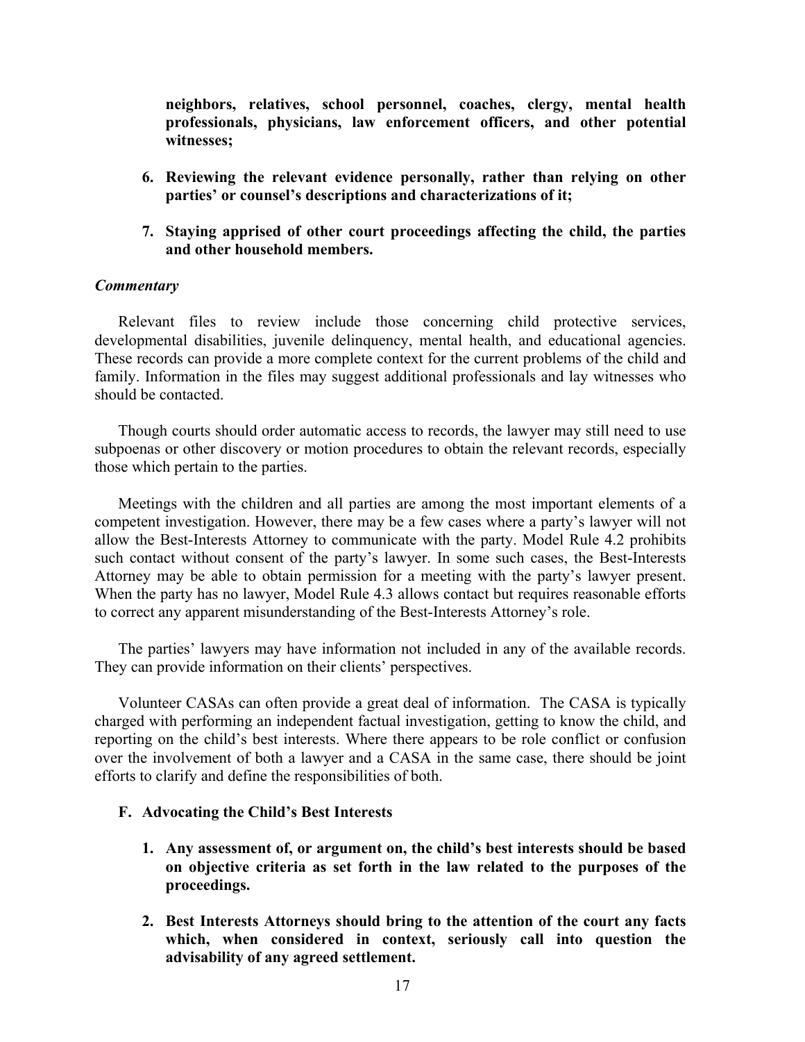**neighbors, relatives, school personnel, coaches, clergy, mental health professionals, physicians, law enforcement officers, and other potential witnesses;**

6. **Reviewing the relevant evidence personally, rather than relying on other parties' or counsel's descriptions and characterizations of it;**

7. **Staying apprised of other court proceedings affecting the child, the parties and other household members.**

***Commentary***

Relevant files to review include those concerning child protective services, developmental disabilities, juvenile delinquency, mental health, and educational agencies. These records can provide a more complete context for the current problems of the child and family. Information in the files may suggest additional professionals and lay witnesses who should be contacted.

Though courts should order automatic access to records, the lawyer may still need to use subpoenas or other discovery or motion procedures to obtain the relevant records, especially those which pertain to the parties.

Meetings with the children and all parties are among the most important elements of a competent investigation. However, there may be a few cases where a party's lawyer will not allow the Best-Interests Attorney to communicate with the party. Model Rule 4.2 prohibits such contact without consent of the party's lawyer. In some such cases, the Best-Interests Attorney may be able to obtain permission for a meeting with the party's lawyer present. When the party has no lawyer, Model Rule 4.3 allows contact but requires reasonable efforts to correct any apparent misunderstanding of the Best-Interests Attorney's role.

The parties' lawyers may have information not included in any of the available records. They can provide information on their clients' perspectives.

Volunteer CASAs can often provide a great deal of information. The CASA is typically charged with performing an independent factual investigation, getting to know the child, and reporting on the child's best interests. Where there appears to be role conflict or confusion over the involvement of both a lawyer and a CASA in the same case, there should be joint efforts to clarify and define the responsibilities of both.

### F. Advocating the Child's Best Interests

1. **Any assessment of, or argument on, the child's best interests should be based on objective criteria as set forth in the law related to the purposes of the proceedings.**

2. **Best Interests Attorneys should bring to the attention of the court any facts which, when considered in context, seriously call into question the advisability of any agreed settlement.**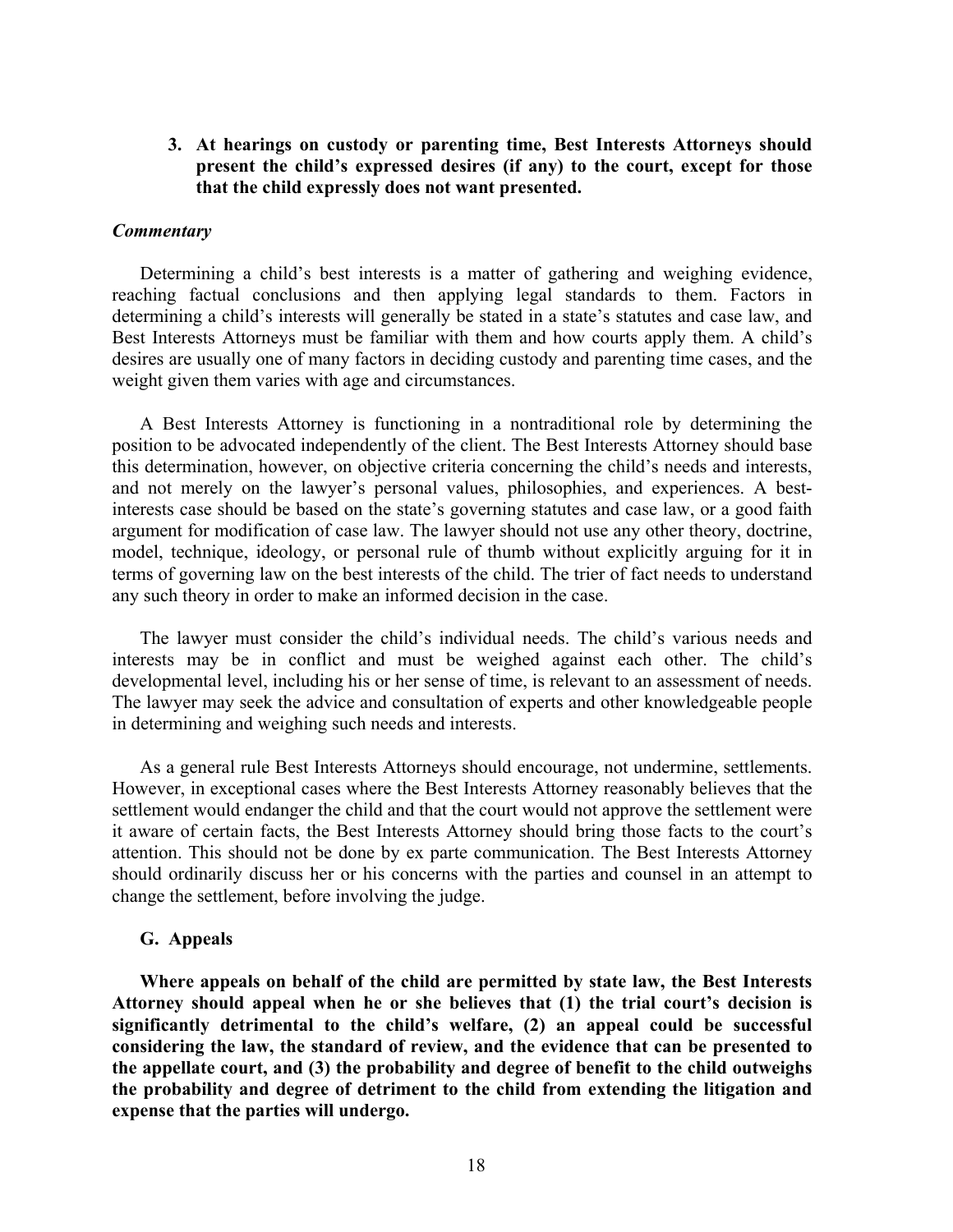**3. At hearings on custody or parenting time, Best Interests Attorneys should present the child's expressed desires (if any) to the court, except for those that the child expressly does not want presented.**

***Commentary***

Determining a child's best interests is a matter of gathering and weighing evidence, reaching factual conclusions and then applying legal standards to them. Factors in determining a child's interests will generally be stated in a state's statutes and case law, and Best Interests Attorneys must be familiar with them and how courts apply them. A child's desires are usually one of many factors in deciding custody and parenting time cases, and the weight given them varies with age and circumstances.

A Best Interests Attorney is functioning in a nontraditional role by determining the position to be advocated independently of the client. The Best Interests Attorney should base this determination, however, on objective criteria concerning the child's needs and interests, and not merely on the lawyer's personal values, philosophies, and experiences. A best-interests case should be based on the state's governing statutes and case law, or a good faith argument for modification of case law. The lawyer should not use any other theory, doctrine, model, technique, ideology, or personal rule of thumb without explicitly arguing for it in terms of governing law on the best interests of the child. The trier of fact needs to understand any such theory in order to make an informed decision in the case.

The lawyer must consider the child's individual needs. The child's various needs and interests may be in conflict and must be weighed against each other. The child's developmental level, including his or her sense of time, is relevant to an assessment of needs. The lawyer may seek the advice and consultation of experts and other knowledgeable people in determining and weighing such needs and interests.

As a general rule Best Interests Attorneys should encourage, not undermine, settlements. However, in exceptional cases where the Best Interests Attorney reasonably believes that the settlement would endanger the child and that the court would not approve the settlement were it aware of certain facts, the Best Interests Attorney should bring those facts to the court's attention. This should not be done by ex parte communication. The Best Interests Attorney should ordinarily discuss her or his concerns with the parties and counsel in an attempt to change the settlement, before involving the judge.

### G. Appeals

**Where appeals on behalf of the child are permitted by state law, the Best Interests Attorney should appeal when he or she believes that (1) the trial court's decision is significantly detrimental to the child's welfare, (2) an appeal could be successful considering the law, the standard of review, and the evidence that can be presented to the appellate court, and (3) the probability and degree of benefit to the child outweighs the probability and degree of detriment to the child from extending the litigation and expense that the parties will undergo.**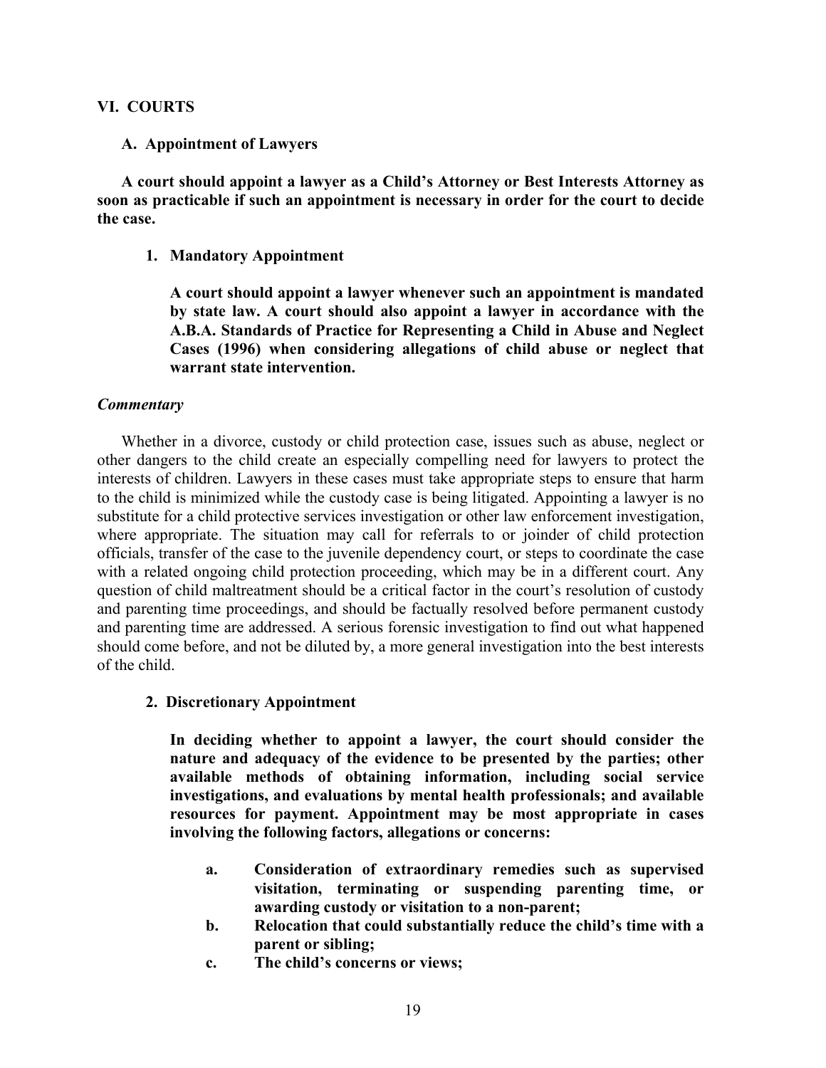## VI. COURTS

### A. Appointment of Lawyers

**A court should appoint a lawyer as a Child's Attorney or Best Interests Attorney as soon as practicable if such an appointment is necessary in order for the court to decide the case.**

#### 1. Mandatory Appointment

**A court should appoint a lawyer whenever such an appointment is mandated by state law. A court should also appoint a lawyer in accordance with the A.B.A. Standards of Practice for Representing a Child in Abuse and Neglect Cases (1996) when considering allegations of child abuse or neglect that warrant state intervention.**

***Commentary***

Whether in a divorce, custody or child protection case, issues such as abuse, neglect or other dangers to the child create an especially compelling need for lawyers to protect the interests of children. Lawyers in these cases must take appropriate steps to ensure that harm to the child is minimized while the custody case is being litigated. Appointing a lawyer is no substitute for a child protective services investigation or other law enforcement investigation, where appropriate. The situation may call for referrals to or joinder of child protection officials, transfer of the case to the juvenile dependency court, or steps to coordinate the case with a related ongoing child protection proceeding, which may be in a different court. Any question of child maltreatment should be a critical factor in the court's resolution of custody and parenting time proceedings, and should be factually resolved before permanent custody and parenting time are addressed. A serious forensic investigation to find out what happened should come before, and not be diluted by, a more general investigation into the best interests of the child.

#### 2. Discretionary Appointment

**In deciding whether to appoint a lawyer, the court should consider the nature and adequacy of the evidence to be presented by the parties; other available methods of obtaining information, including social service investigations, and evaluations by mental health professionals; and available resources for payment. Appointment may be most appropriate in cases involving the following factors, allegations or concerns:**

- **a. Consideration of extraordinary remedies such as supervised visitation, terminating or suspending parenting time, or awarding custody or visitation to a non-parent;**
- **b. Relocation that could substantially reduce the child's time with a parent or sibling;**
- **c. The child's concerns or views;**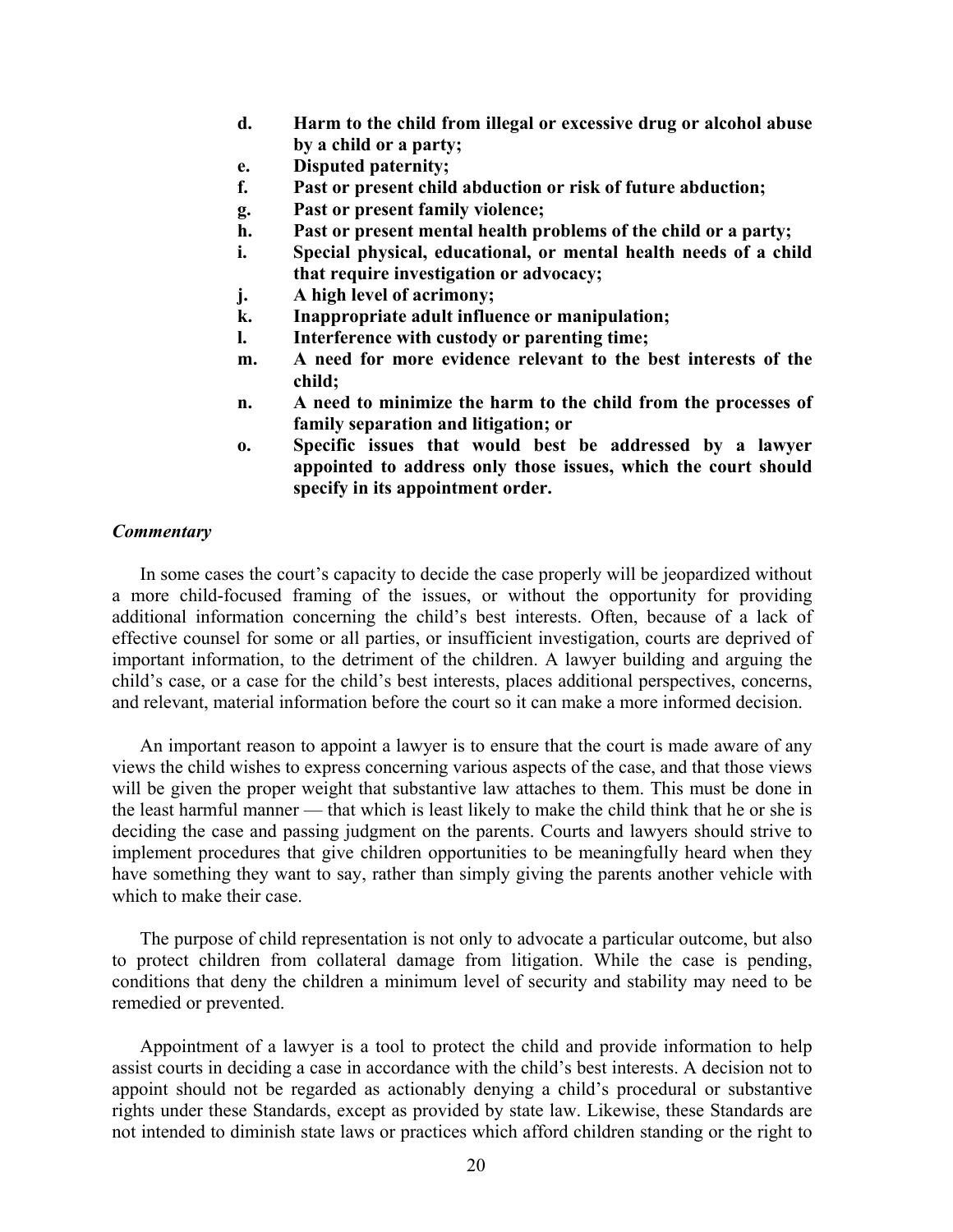- **d. Harm to the child from illegal or excessive drug or alcohol abuse by a child or a party;**
- **e. Disputed paternity;**
- **f. Past or present child abduction or risk of future abduction;**
- **g. Past or present family violence;**
- **h. Past or present mental health problems of the child or a party;**
- **i. Special physical, educational, or mental health needs of a child that require investigation or advocacy;**
- **j. A high level of acrimony;**
- **k. Inappropriate adult influence or manipulation;**
- **l. Interference with custody or parenting time;**
- **m. A need for more evidence relevant to the best interests of the child;**
- **n. A need to minimize the harm to the child from the processes of family separation and litigation; or**
- **o. Specific issues that would best be addressed by a lawyer appointed to address only those issues, which the court should specify in its appointment order.**

***Commentary***

In some cases the court's capacity to decide the case properly will be jeopardized without a more child-focused framing of the issues, or without the opportunity for providing additional information concerning the child's best interests. Often, because of a lack of effective counsel for some or all parties, or insufficient investigation, courts are deprived of important information, to the detriment of the children. A lawyer building and arguing the child's case, or a case for the child's best interests, places additional perspectives, concerns, and relevant, material information before the court so it can make a more informed decision.

An important reason to appoint a lawyer is to ensure that the court is made aware of any views the child wishes to express concerning various aspects of the case, and that those views will be given the proper weight that substantive law attaches to them. This must be done in the least harmful manner — that which is least likely to make the child think that he or she is deciding the case and passing judgment on the parents. Courts and lawyers should strive to implement procedures that give children opportunities to be meaningfully heard when they have something they want to say, rather than simply giving the parents another vehicle with which to make their case.

The purpose of child representation is not only to advocate a particular outcome, but also to protect children from collateral damage from litigation. While the case is pending, conditions that deny the children a minimum level of security and stability may need to be remedied or prevented.

Appointment of a lawyer is a tool to protect the child and provide information to help assist courts in deciding a case in accordance with the child's best interests. A decision not to appoint should not be regarded as actionably denying a child's procedural or substantive rights under these Standards, except as provided by state law. Likewise, these Standards are not intended to diminish state laws or practices which afford children standing or the right to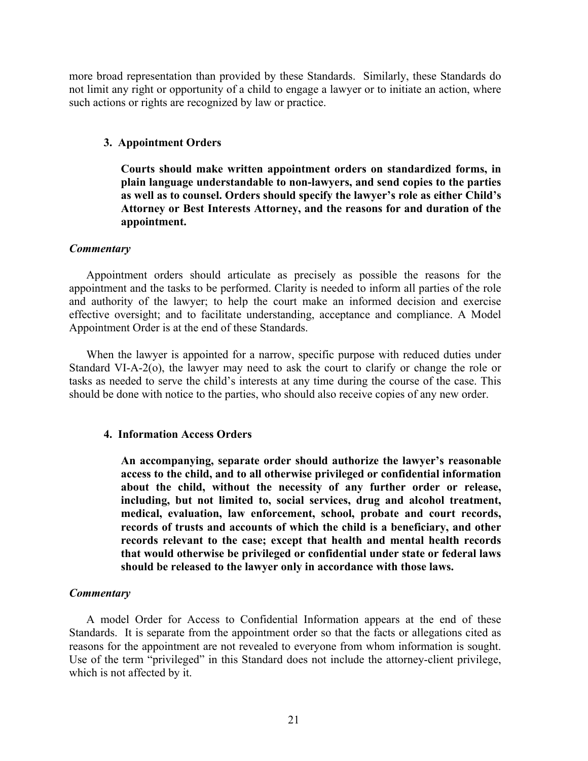more broad representation than provided by these Standards. Similarly, these Standards do not limit any right or opportunity of a child to engage a lawyer or to initiate an action, where such actions or rights are recognized by law or practice.

### 3. Appointment Orders

**Courts should make written appointment orders on standardized forms, in plain language understandable to non-lawyers, and send copies to the parties as well as to counsel. Orders should specify the lawyer's role as either Child's Attorney or Best Interests Attorney, and the reasons for and duration of the appointment.**

***Commentary***

Appointment orders should articulate as precisely as possible the reasons for the appointment and the tasks to be performed. Clarity is needed to inform all parties of the role and authority of the lawyer; to help the court make an informed decision and exercise effective oversight; and to facilitate understanding, acceptance and compliance. A Model Appointment Order is at the end of these Standards.

When the lawyer is appointed for a narrow, specific purpose with reduced duties under Standard VI-A-2(o), the lawyer may need to ask the court to clarify or change the role or tasks as needed to serve the child's interests at any time during the course of the case. This should be done with notice to the parties, who should also receive copies of any new order.

### 4. Information Access Orders

**An accompanying, separate order should authorize the lawyer's reasonable access to the child, and to all otherwise privileged or confidential information about the child, without the necessity of any further order or release, including, but not limited to, social services, drug and alcohol treatment, medical, evaluation, law enforcement, school, probate and court records, records of trusts and accounts of which the child is a beneficiary, and other records relevant to the case; except that health and mental health records that would otherwise be privileged or confidential under state or federal laws should be released to the lawyer only in accordance with those laws.**

***Commentary***

A model Order for Access to Confidential Information appears at the end of these Standards. It is separate from the appointment order so that the facts or allegations cited as reasons for the appointment are not revealed to everyone from whom information is sought. Use of the term "privileged" in this Standard does not include the attorney-client privilege, which is not affected by it.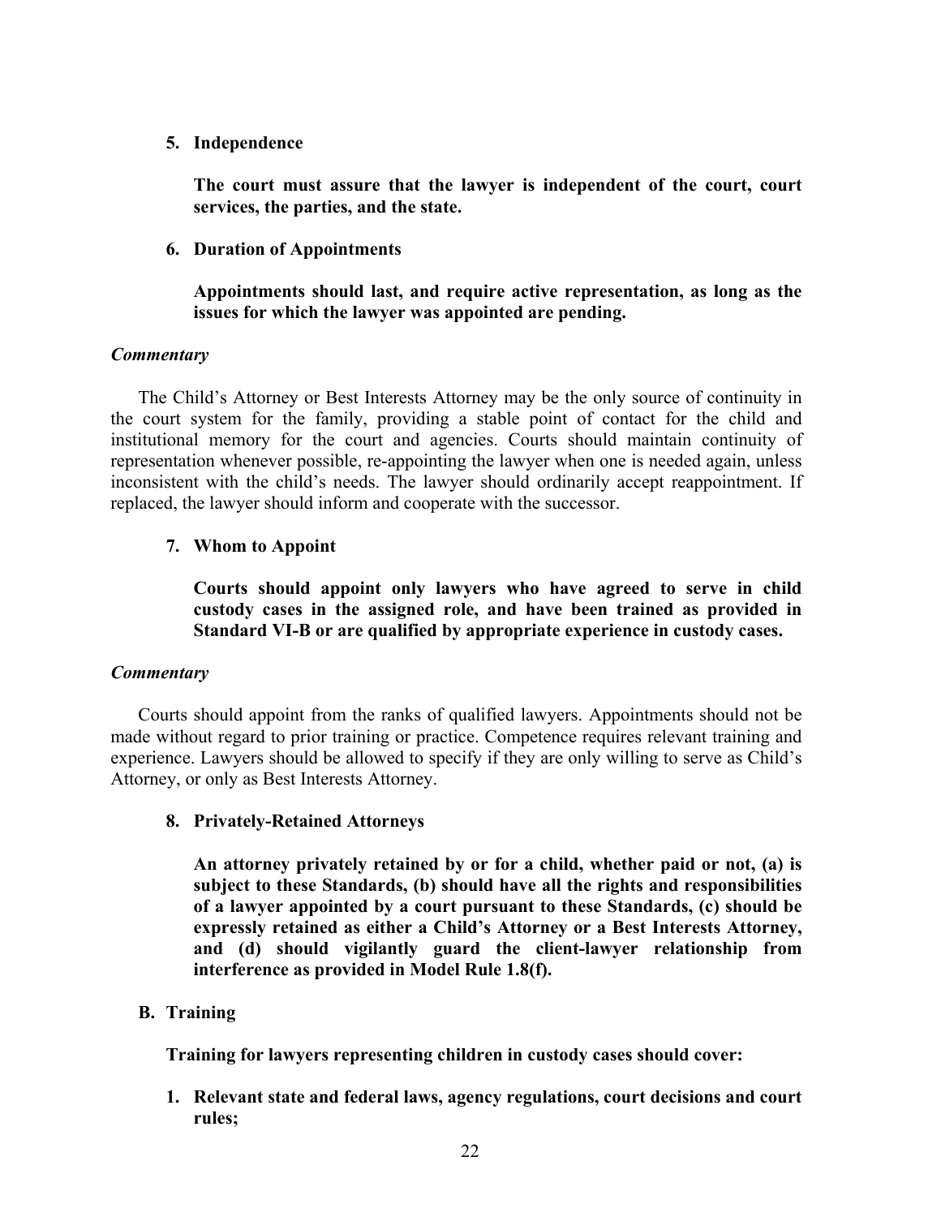**5. Independence**

**The court must assure that the lawyer is independent of the court, court services, the parties, and the state.**

**6. Duration of Appointments**

**Appointments should last, and require active representation, as long as the issues for which the lawyer was appointed are pending.**

*Commentary*

The Child's Attorney or Best Interests Attorney may be the only source of continuity in the court system for the family, providing a stable point of contact for the child and institutional memory for the court and agencies. Courts should maintain continuity of representation whenever possible, re-appointing the lawyer when one is needed again, unless inconsistent with the child's needs. The lawyer should ordinarily accept reappointment. If replaced, the lawyer should inform and cooperate with the successor.

**7. Whom to Appoint**

**Courts should appoint only lawyers who have agreed to serve in child custody cases in the assigned role, and have been trained as provided in Standard VI-B or are qualified by appropriate experience in custody cases.**

*Commentary*

Courts should appoint from the ranks of qualified lawyers. Appointments should not be made without regard to prior training or practice. Competence requires relevant training and experience. Lawyers should be allowed to specify if they are only willing to serve as Child's Attorney, or only as Best Interests Attorney.

**8. Privately-Retained Attorneys**

**An attorney privately retained by or for a child, whether paid or not, (a) is subject to these Standards, (b) should have all the rights and responsibilities of a lawyer appointed by a court pursuant to these Standards, (c) should be expressly retained as either a Child's Attorney or a Best Interests Attorney, and (d) should vigilantly guard the client-lawyer relationship from interference as provided in Model Rule 1.8(f).**

**B. Training**

**Training for lawyers representing children in custody cases should cover:**

1. **Relevant state and federal laws, agency regulations, court decisions and court rules;**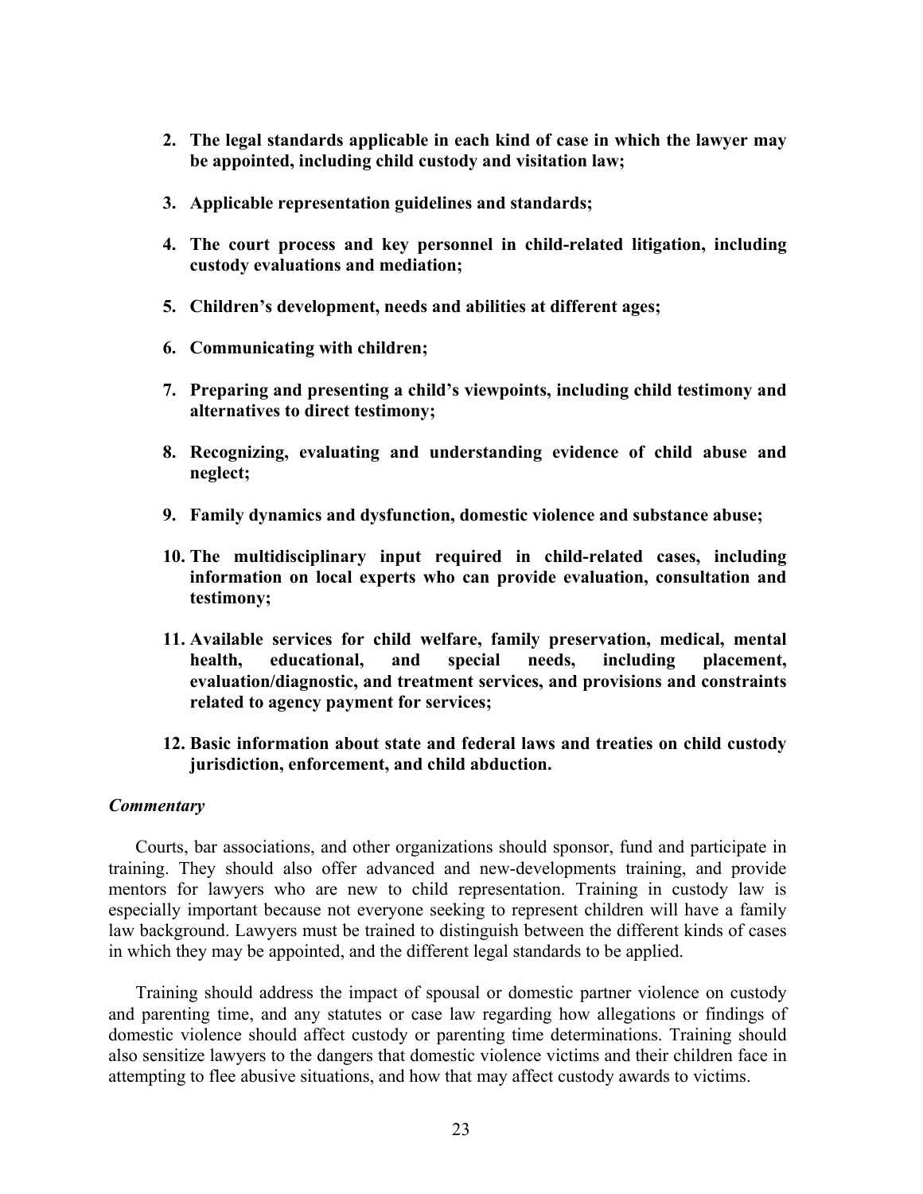2. **The legal standards applicable in each kind of case in which the lawyer may be appointed, including child custody and visitation law;**

3. **Applicable representation guidelines and standards;**

4. **The court process and key personnel in child-related litigation, including custody evaluations and mediation;**

5. **Children's development, needs and abilities at different ages;**

6. **Communicating with children;**

7. **Preparing and presenting a child's viewpoints, including child testimony and alternatives to direct testimony;**

8. **Recognizing, evaluating and understanding evidence of child abuse and neglect;**

9. **Family dynamics and dysfunction, domestic violence and substance abuse;**

10. **The multidisciplinary input required in child-related cases, including information on local experts who can provide evaluation, consultation and testimony;**

11. **Available services for child welfare, family preservation, medical, mental health, educational, and special needs, including placement, evaluation/diagnostic, and treatment services, and provisions and constraints related to agency payment for services;**

12. **Basic information about state and federal laws and treaties on child custody jurisdiction, enforcement, and child abduction.**

***Commentary***

Courts, bar associations, and other organizations should sponsor, fund and participate in training. They should also offer advanced and new-developments training, and provide mentors for lawyers who are new to child representation. Training in custody law is especially important because not everyone seeking to represent children will have a family law background. Lawyers must be trained to distinguish between the different kinds of cases in which they may be appointed, and the different legal standards to be applied.

Training should address the impact of spousal or domestic partner violence on custody and parenting time, and any statutes or case law regarding how allegations or findings of domestic violence should affect custody or parenting time determinations. Training should also sensitize lawyers to the dangers that domestic violence victims and their children face in attempting to flee abusive situations, and how that may affect custody awards to victims.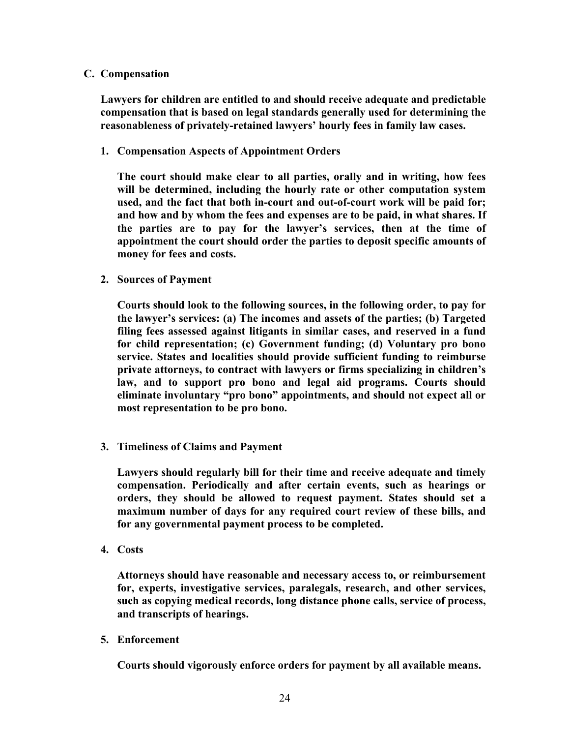## C. Compensation

**Lawyers for children are entitled to and should receive adequate and predictable compensation that is based on legal standards generally used for determining the reasonableness of privately-retained lawyers' hourly fees in family law cases.**

### 1. Compensation Aspects of Appointment Orders

**The court should make clear to all parties, orally and in writing, how fees will be determined, including the hourly rate or other computation system used, and the fact that both in-court and out-of-court work will be paid for; and how and by whom the fees and expenses are to be paid, in what shares. If the parties are to pay for the lawyer's services, then at the time of appointment the court should order the parties to deposit specific amounts of money for fees and costs.**

### 2. Sources of Payment

**Courts should look to the following sources, in the following order, to pay for the lawyer's services: (a) The incomes and assets of the parties; (b) Targeted filing fees assessed against litigants in similar cases, and reserved in a fund for child representation; (c) Government funding; (d) Voluntary pro bono service. States and localities should provide sufficient funding to reimburse private attorneys, to contract with lawyers or firms specializing in children's law, and to support pro bono and legal aid programs. Courts should eliminate involuntary "pro bono" appointments, and should not expect all or most representation to be pro bono.**

### 3. Timeliness of Claims and Payment

**Lawyers should regularly bill for their time and receive adequate and timely compensation. Periodically and after certain events, such as hearings or orders, they should be allowed to request payment. States should set a maximum number of days for any required court review of these bills, and for any governmental payment process to be completed.**

### 4. Costs

**Attorneys should have reasonable and necessary access to, or reimbursement for, experts, investigative services, paralegals, research, and other services, such as copying medical records, long distance phone calls, service of process, and transcripts of hearings.**

### 5. Enforcement

**Courts should vigorously enforce orders for payment by all available means.**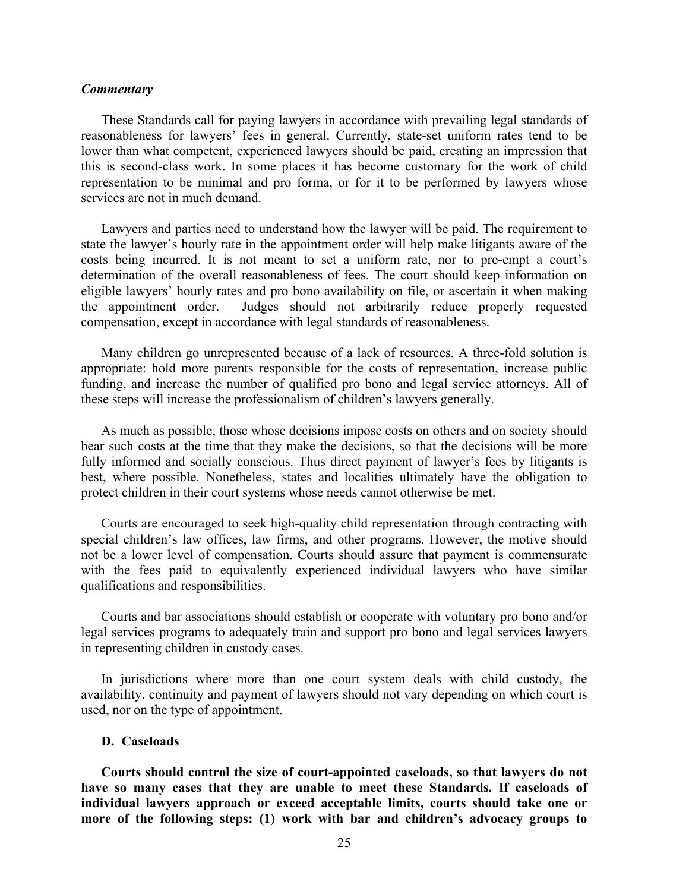### *Commentary*

These Standards call for paying lawyers in accordance with prevailing legal standards of reasonableness for lawyers' fees in general. Currently, state-set uniform rates tend to be lower than what competent, experienced lawyers should be paid, creating an impression that this is second-class work. In some places it has become customary for the work of child representation to be minimal and pro forma, or for it to be performed by lawyers whose services are not in much demand.

Lawyers and parties need to understand how the lawyer will be paid. The requirement to state the lawyer's hourly rate in the appointment order will help make litigants aware of the costs being incurred. It is not meant to set a uniform rate, nor to pre-empt a court's determination of the overall reasonableness of fees. The court should keep information on eligible lawyers' hourly rates and pro bono availability on file, or ascertain it when making the appointment order. Judges should not arbitrarily reduce properly requested compensation, except in accordance with legal standards of reasonableness.

Many children go unrepresented because of a lack of resources. A three-fold solution is appropriate: hold more parents responsible for the costs of representation, increase public funding, and increase the number of qualified pro bono and legal service attorneys. All of these steps will increase the professionalism of children's lawyers generally.

As much as possible, those whose decisions impose costs on others and on society should bear such costs at the time that they make the decisions, so that the decisions will be more fully informed and socially conscious. Thus direct payment of lawyer's fees by litigants is best, where possible. Nonetheless, states and localities ultimately have the obligation to protect children in their court systems whose needs cannot otherwise be met.

Courts are encouraged to seek high-quality child representation through contracting with special children's law offices, law firms, and other programs. However, the motive should not be a lower level of compensation. Courts should assure that payment is commensurate with the fees paid to equivalently experienced individual lawyers who have similar qualifications and responsibilities.

Courts and bar associations should establish or cooperate with voluntary pro bono and/or legal services programs to adequately train and support pro bono and legal services lawyers in representing children in custody cases.

In jurisdictions where more than one court system deals with child custody, the availability, continuity and payment of lawyers should not vary depending on which court is used, nor on the type of appointment.

### D. Caseloads

**Courts should control the size of court-appointed caseloads, so that lawyers do not have so many cases that they are unable to meet these Standards. If caseloads of individual lawyers approach or exceed acceptable limits, courts should take one or more of the following steps: (1) work with bar and children's advocacy groups to**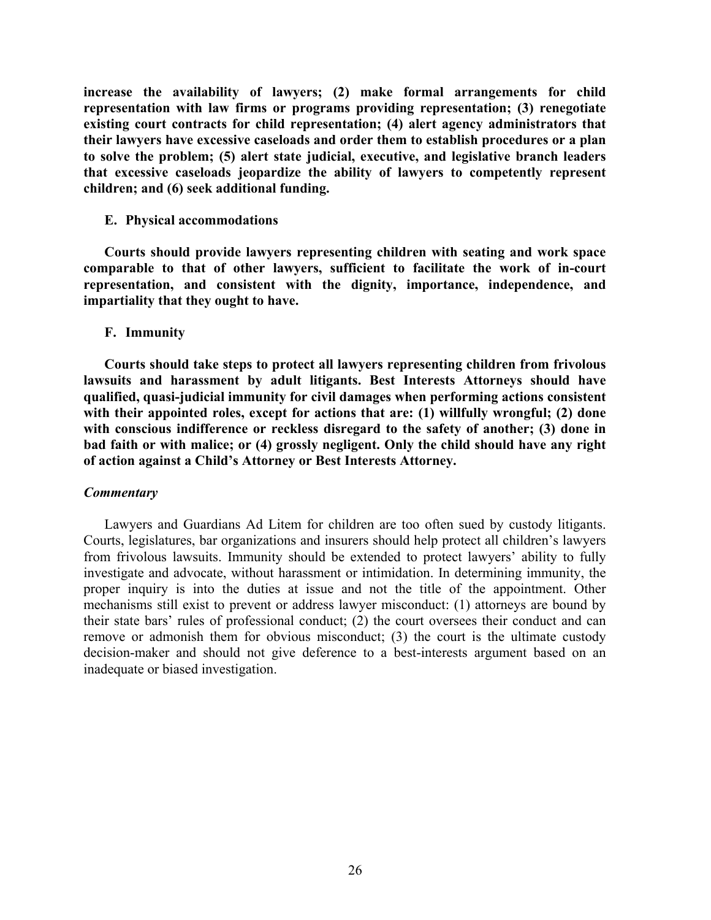**increase the availability of lawyers; (2) make formal arrangements for child representation with law firms or programs providing representation; (3) renegotiate existing court contracts for child representation; (4) alert agency administrators that their lawyers have excessive caseloads and order them to establish procedures or a plan to solve the problem; (5) alert state judicial, executive, and legislative branch leaders that excessive caseloads jeopardize the ability of lawyers to competently represent children; and (6) seek additional funding.**

### E. Physical accommodations

**Courts should provide lawyers representing children with seating and work space comparable to that of other lawyers, sufficient to facilitate the work of in-court representation, and consistent with the dignity, importance, independence, and impartiality that they ought to have.**

### F. Immunity

**Courts should take steps to protect all lawyers representing children from frivolous lawsuits and harassment by adult litigants. Best Interests Attorneys should have qualified, quasi-judicial immunity for civil damages when performing actions consistent with their appointed roles, except for actions that are: (1) willfully wrongful; (2) done with conscious indifference or reckless disregard to the safety of another; (3) done in bad faith or with malice; or (4) grossly negligent. Only the child should have any right of action against a Child's Attorney or Best Interests Attorney.**

***Commentary***

Lawyers and Guardians Ad Litem for children are too often sued by custody litigants. Courts, legislatures, bar organizations and insurers should help protect all children's lawyers from frivolous lawsuits. Immunity should be extended to protect lawyers' ability to fully investigate and advocate, without harassment or intimidation. In determining immunity, the proper inquiry is into the duties at issue and not the title of the appointment. Other mechanisms still exist to prevent or address lawyer misconduct: (1) attorneys are bound by their state bars' rules of professional conduct; (2) the court oversees their conduct and can remove or admonish them for obvious misconduct; (3) the court is the ultimate custody decision-maker and should not give deference to a best-interests argument based on an inadequate or biased investigation.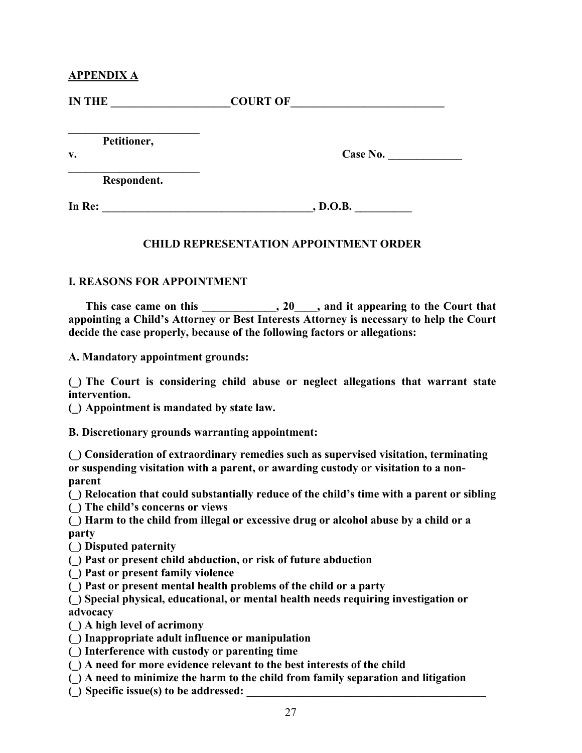**APPENDIX A**

**IN THE _____________________COURT OF___________________________**

**________________________**
**Petitioner,**

**v. Case No. _____________**

**________________________**
**Respondent.**

**In Re: _____________________________________, D.O.B. __________**

## CHILD REPRESENTATION APPOINTMENT ORDER

### I. REASONS FOR APPOINTMENT

**This case came on this _____________, 20____, and it appearing to the Court that appointing a Child's Attorney or Best Interests Attorney is necessary to help the Court decide the case properly, because of the following factors or allegations:**

**A. Mandatory appointment grounds:**

**(_) The Court is considering child abuse or neglect allegations that warrant state intervention.**
**(_) Appointment is mandated by state law.**

**B. Discretionary grounds warranting appointment:**

**(_) Consideration of extraordinary remedies such as supervised visitation, terminating or suspending visitation with a parent, or awarding custody or visitation to a non-parent**
**(_) Relocation that could substantially reduce of the child's time with a parent or sibling**
**(_) The child's concerns or views**
**(_) Harm to the child from illegal or excessive drug or alcohol abuse by a child or a party**
**(_) Disputed paternity**
**(_) Past or present child abduction, or risk of future abduction**
**(_) Past or present family violence**
**(_) Past or present mental health problems of the child or a party**
**(_) Special physical, educational, or mental health needs requiring investigation or advocacy**
**(_) A high level of acrimony**
**(_) Inappropriate adult influence or manipulation**
**(_) Interference with custody or parenting time**
**(_) A need for more evidence relevant to the best interests of the child**
**(_) A need to minimize the harm to the child from family separation and litigation**
**(_) Specific issue(s) to be addressed: ____________________________________________**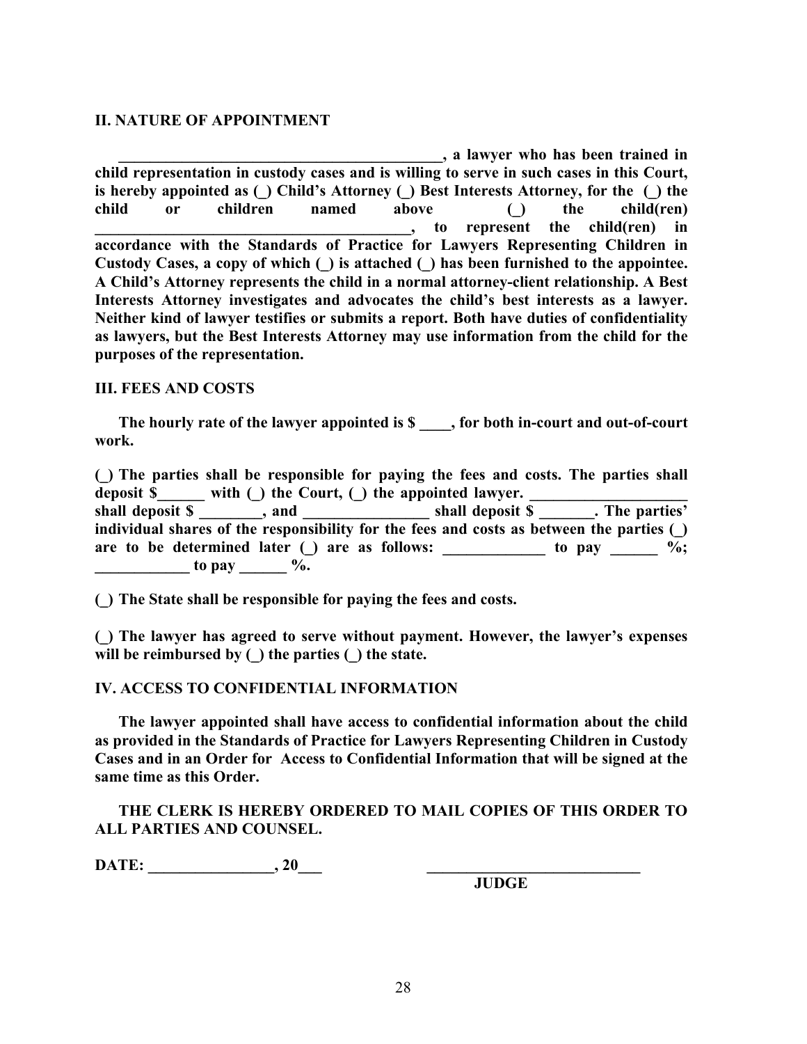**II. NATURE OF APPOINTMENT**

**__________________________________________, a lawyer who has been trained in child representation in custody cases and is willing to serve in such cases in this Court, is hereby appointed as (_) Child's Attorney (_) Best Interests Attorney, for the (_) the child or children named above (_) the child(ren) ________________________________________, to represent the child(ren) in accordance with the Standards of Practice for Lawyers Representing Children in Custody Cases, a copy of which (_) is attached (_) has been furnished to the appointee. A Child's Attorney represents the child in a normal attorney-client relationship. A Best Interests Attorney investigates and advocates the child's best interests as a lawyer. Neither kind of lawyer testifies or submits a report. Both have duties of confidentiality as lawyers, but the Best Interests Attorney may use information from the child for the purposes of the representation.**

**III. FEES AND COSTS**

**The hourly rate of the lawyer appointed is $ ____, for both in-court and out-of-court work.**

**(_) The parties shall be responsible for paying the fees and costs. The parties shall deposit $______ with (_) the Court, (_) the appointed lawyer. ____________________ shall deposit $ ________, and ________________ shall deposit $ _______. The parties' individual shares of the responsibility for the fees and costs as between the parties (_) are to be determined later (_) are as follows: _____________ to pay ______ %; ____________ to pay ______ %.**

**(_) The State shall be responsible for paying the fees and costs.**

**(_) The lawyer has agreed to serve without payment. However, the lawyer's expenses will be reimbursed by (_) the parties (_) the state.**

**IV. ACCESS TO CONFIDENTIAL INFORMATION**

**The lawyer appointed shall have access to confidential information about the child as provided in the Standards of Practice for Lawyers Representing Children in Custody Cases and in an Order for Access to Confidential Information that will be signed at the same time as this Order.**

**THE CLERK IS HEREBY ORDERED TO MAIL COPIES OF THIS ORDER TO ALL PARTIES AND COUNSEL.**

**DATE: ________________, 20___** &emsp;&emsp;&emsp;&emsp; **____________________________**

**JUDGE**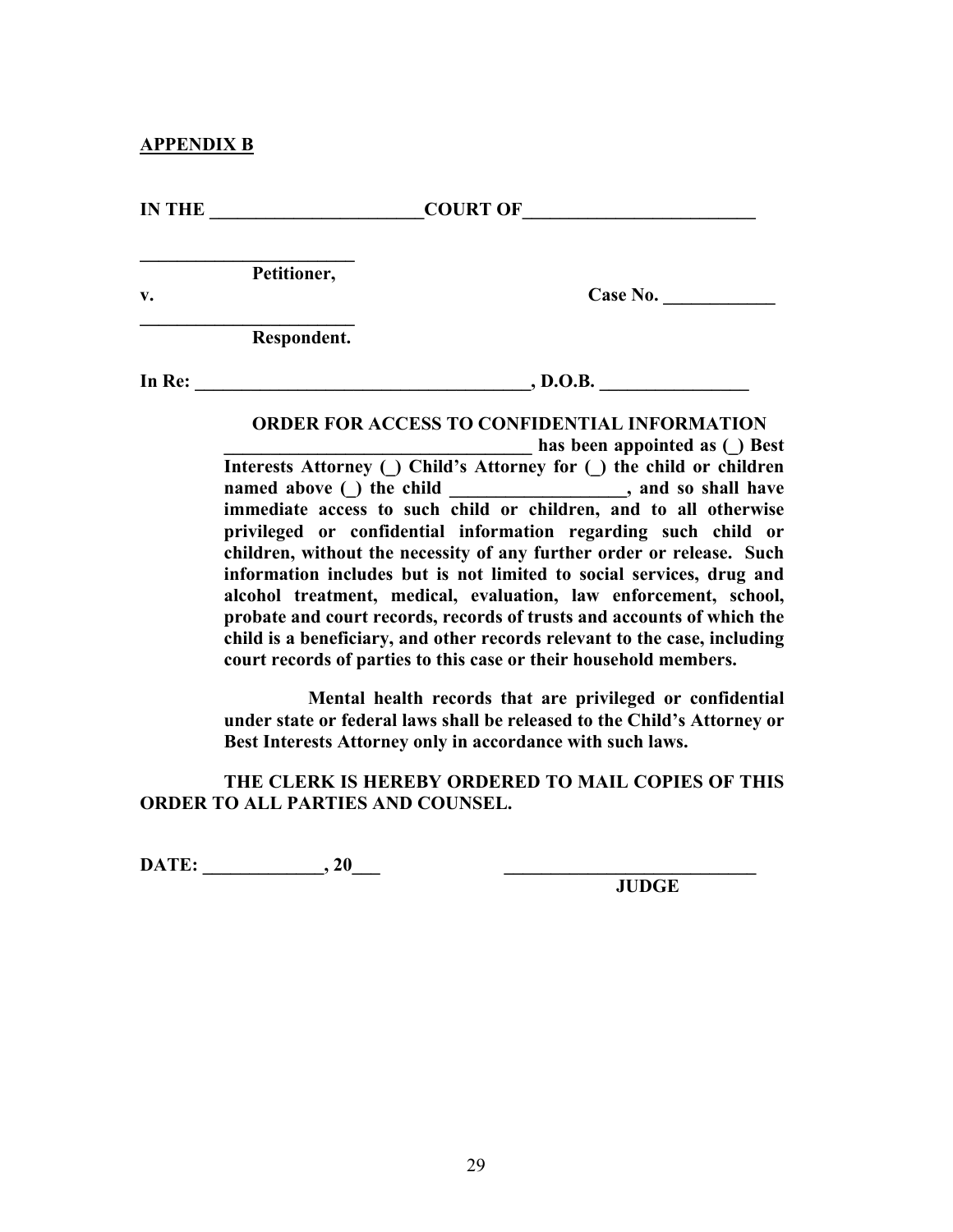**APPENDIX B**

**IN THE \_\_\_\_\_\_\_\_\_\_\_\_\_\_\_\_\_\_\_\_\_\_\_COURT OF\_\_\_\_\_\_\_\_\_\_\_\_\_\_\_\_\_\_\_\_\_\_\_\_\_**

**\_\_\_\_\_\_\_\_\_\_\_\_\_\_\_\_\_\_\_\_\_\_\_\_**
**Petitioner,**

**v.** **Case No. \_\_\_\_\_\_\_\_\_\_\_\_**

**\_\_\_\_\_\_\_\_\_\_\_\_\_\_\_\_\_\_\_\_\_\_\_\_**
**Respondent.**

**In Re: \_\_\_\_\_\_\_\_\_\_\_\_\_\_\_\_\_\_\_\_\_\_\_\_\_\_\_\_\_\_\_\_\_\_\_\_, D.O.B. \_\_\_\_\_\_\_\_\_\_\_\_\_\_\_\_**

**ORDER FOR ACCESS TO CONFIDENTIAL INFORMATION**

**\_\_\_\_\_\_\_\_\_\_\_\_\_\_\_\_\_\_\_\_\_\_\_\_\_\_\_\_\_\_\_\_\_ has been appointed as (\_) Best Interests Attorney (\_) Child's Attorney for (\_) the child or children named above (\_) the child \_\_\_\_\_\_\_\_\_\_\_\_\_\_\_\_\_\_\_, and so shall have immediate access to such child or children, and to all otherwise privileged or confidential information regarding such child or children, without the necessity of any further order or release. Such information includes but is not limited to social services, drug and alcohol treatment, medical, evaluation, law enforcement, school, probate and court records, records of trusts and accounts of which the child is a beneficiary, and other records relevant to the case, including court records of parties to this case or their household members.**

**Mental health records that are privileged or confidential under state or federal laws shall be released to the Child's Attorney or Best Interests Attorney only in accordance with such laws.**

**THE CLERK IS HEREBY ORDERED TO MAIL COPIES OF THIS ORDER TO ALL PARTIES AND COUNSEL.**

**DATE: \_\_\_\_\_\_\_\_\_\_\_\_\_, 20\_\_\_** **\_\_\_\_\_\_\_\_\_\_\_\_\_\_\_\_\_\_\_\_\_\_\_\_\_\_\_\_**
**JUDGE**